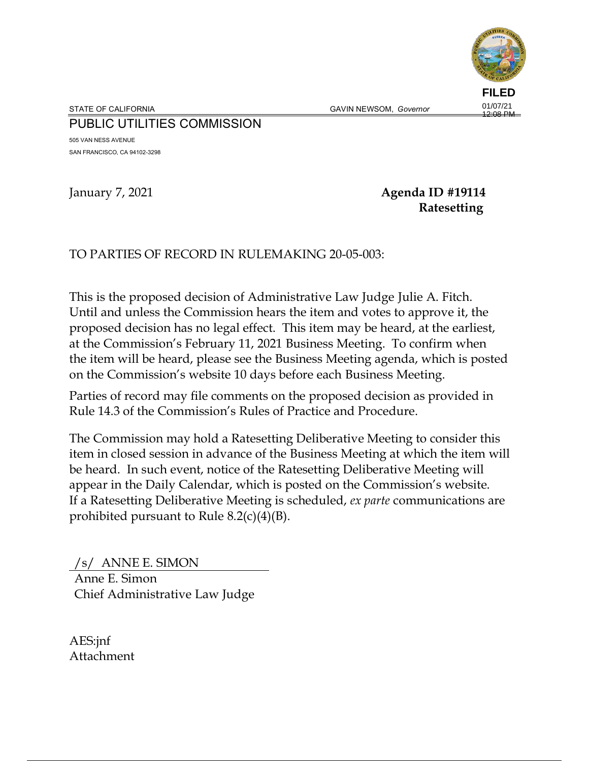**FILED**
01/07/21
12:08 PM

STATE OF CALIFORNIA GAVIN NEWSOM, *Governor*

# PUBLIC UTILITIES COMMISSION

505 VAN NESS AVENUE
SAN FRANCISCO, CA 94102-3298

January 7, 2021 **Agenda ID #19114**
**Ratesetting**

TO PARTIES OF RECORD IN RULEMAKING 20-05-003:

This is the proposed decision of Administrative Law Judge Julie A. Fitch. Until and unless the Commission hears the item and votes to approve it, the proposed decision has no legal effect. This item may be heard, at the earliest, at the Commission's February 11, 2021 Business Meeting. To confirm when the item will be heard, please see the Business Meeting agenda, which is posted on the Commission's website 10 days before each Business Meeting.

Parties of record may file comments on the proposed decision as provided in Rule 14.3 of the Commission's Rules of Practice and Procedure.

The Commission may hold a Ratesetting Deliberative Meeting to consider this item in closed session in advance of the Business Meeting at which the item will be heard. In such event, notice of the Ratesetting Deliberative Meeting will appear in the Daily Calendar, which is posted on the Commission's website. If a Ratesetting Deliberative Meeting is scheduled, *ex parte* communications are prohibited pursuant to Rule 8.2(c)(4)(B).

/s/ ANNE E. SIMON
Anne E. Simon
Chief Administrative Law Judge

AES:jnf
Attachment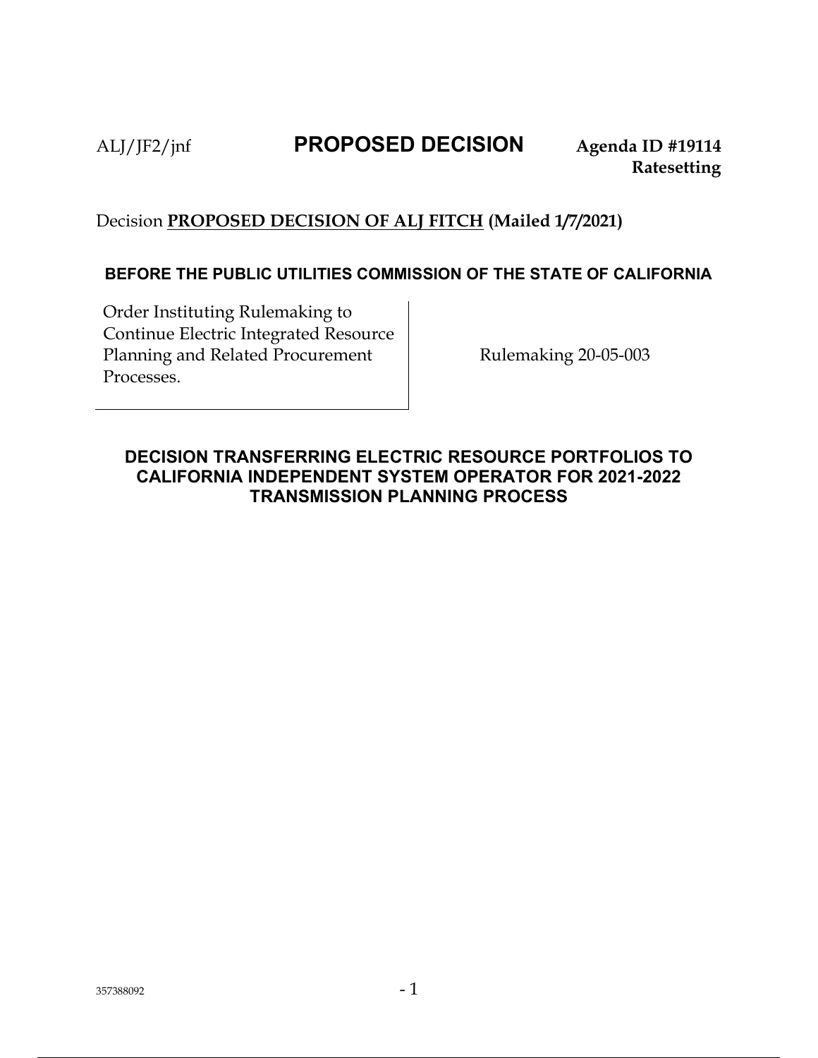ALJ/JF2/jnf **PROPOSED DECISION** **Agenda ID #19114**
**Ratesetting**

Decision **PROPOSED DECISION OF ALJ FITCH (Mailed 1/7/2021)**

**BEFORE THE PUBLIC UTILITIES COMMISSION OF THE STATE OF CALIFORNIA**

| Order Instituting Rulemaking to Continue Electric Integrated Resource Planning and Related Procurement Processes. | Rulemaking 20-05-003 |
| --- | --- |

## DECISION TRANSFERRING ELECTRIC RESOURCE PORTFOLIOS TO CALIFORNIA INDEPENDENT SYSTEM OPERATOR FOR 2021-2022 TRANSMISSION PLANNING PROCESS

357388092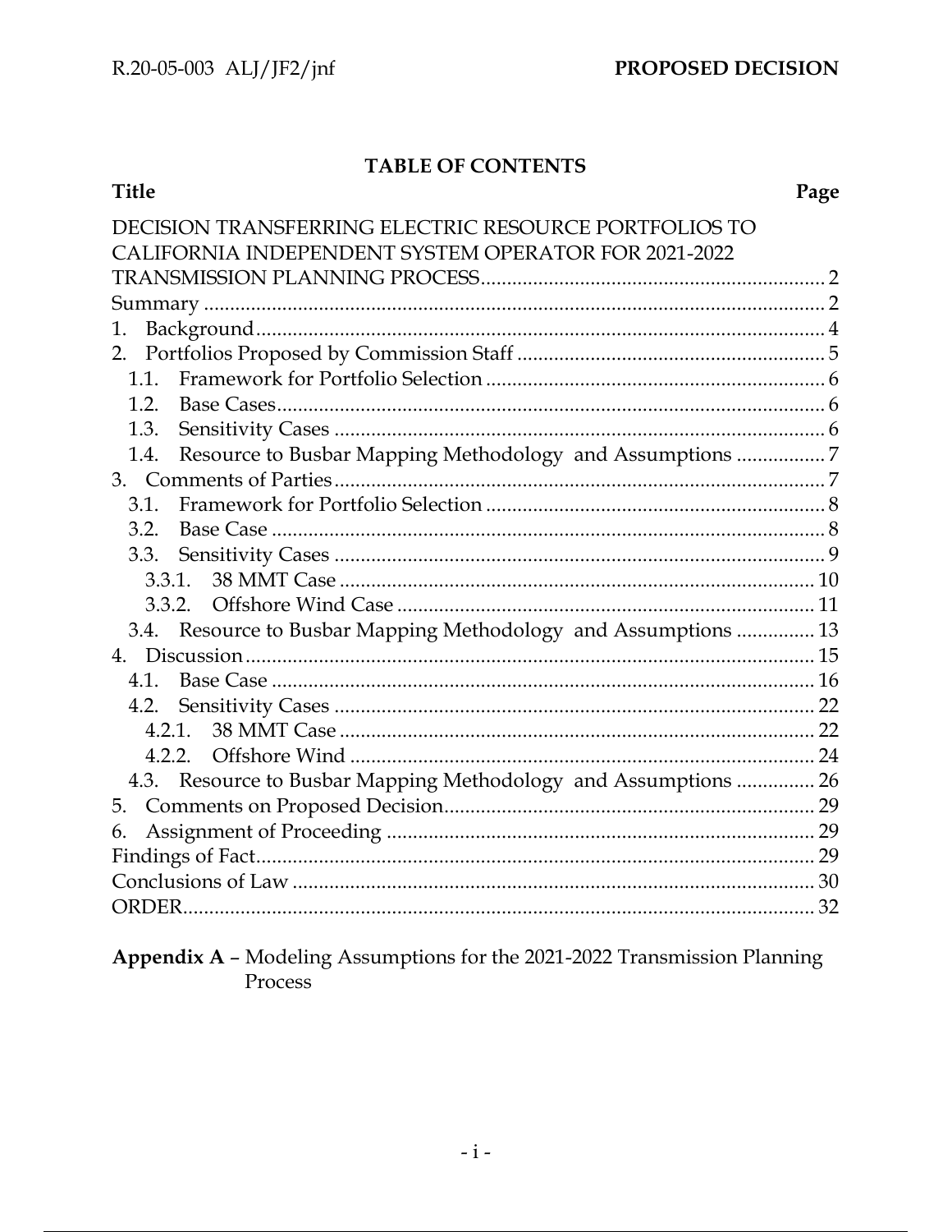## TABLE OF CONTENTS

| Title | Page |
|---|---|
| DECISION TRANSFERRING ELECTRIC RESOURCE PORTFOLIOS TO CALIFORNIA INDEPENDENT SYSTEM OPERATOR FOR 2021-2022 TRANSMISSION PLANNING PROCESS | 2 |
| Summary | 2 |
| 1. Background | 4 |
| 2. Portfolios Proposed by Commission Staff | 5 |
| 1.1. Framework for Portfolio Selection | 6 |
| 1.2. Base Cases | 6 |
| 1.3. Sensitivity Cases | 6 |
| 1.4. Resource to Busbar Mapping Methodology and Assumptions | 7 |
| 3. Comments of Parties | 7 |
| 3.1. Framework for Portfolio Selection | 8 |
| 3.2. Base Case | 8 |
| 3.3. Sensitivity Cases | 9 |
| 3.3.1. 38 MMT Case | 10 |
| 3.3.2. Offshore Wind Case | 11 |
| 3.4. Resource to Busbar Mapping Methodology and Assumptions | 13 |
| 4. Discussion | 15 |
| 4.1. Base Case | 16 |
| 4.2. Sensitivity Cases | 22 |
| 4.2.1. 38 MMT Case | 22 |
| 4.2.2. Offshore Wind | 24 |
| 4.3. Resource to Busbar Mapping Methodology and Assumptions | 26 |
| 5. Comments on Proposed Decision | 29 |
| 6. Assignment of Proceeding | 29 |
| Findings of Fact | 29 |
| Conclusions of Law | 30 |
| ORDER | 32 |

**Appendix A** – Modeling Assumptions for the 2021-2022 Transmission Planning Process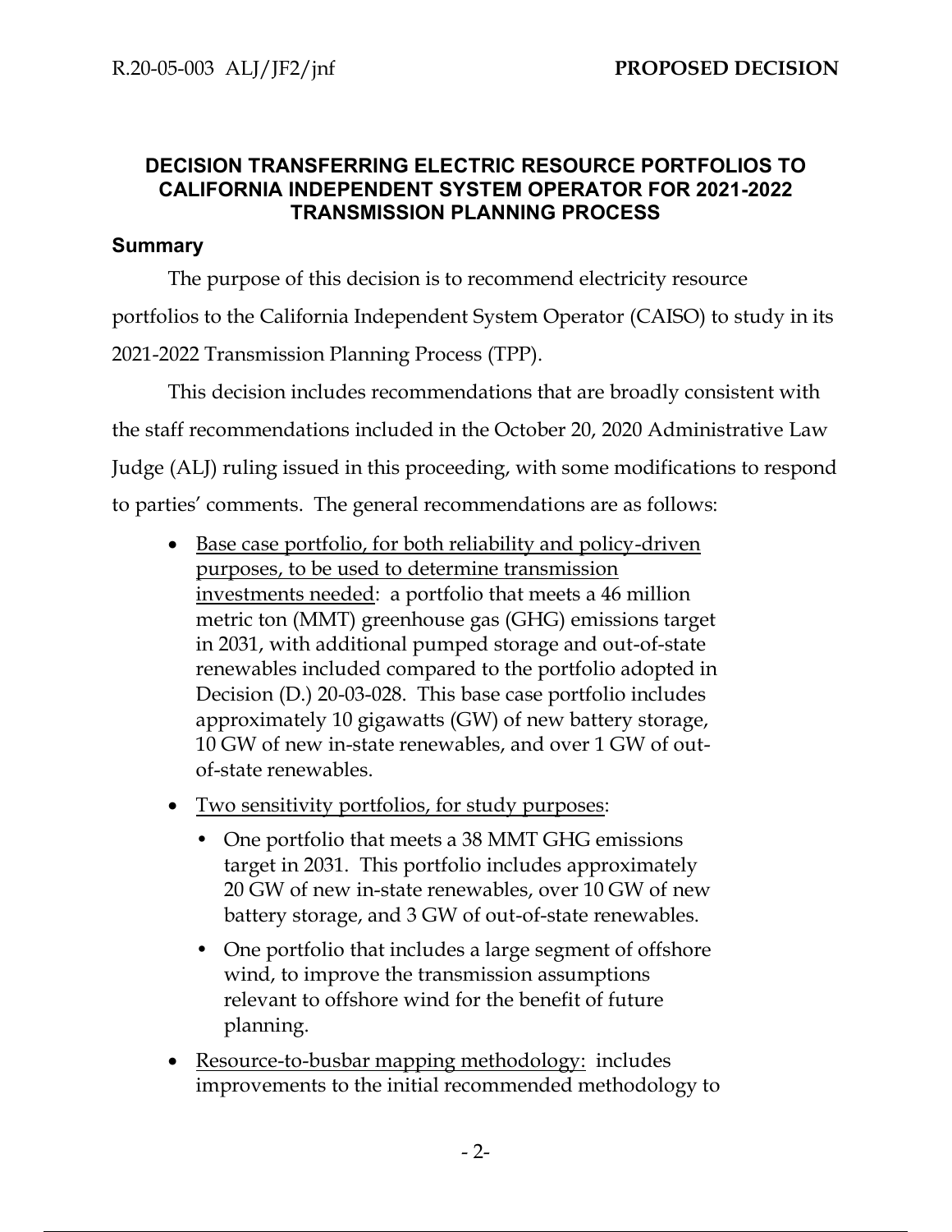## DECISION TRANSFERRING ELECTRIC RESOURCE PORTFOLIOS TO CALIFORNIA INDEPENDENT SYSTEM OPERATOR FOR 2021-2022 TRANSMISSION PLANNING PROCESS

### Summary

The purpose of this decision is to recommend electricity resource portfolios to the California Independent System Operator (CAISO) to study in its 2021-2022 Transmission Planning Process (TPP).

This decision includes recommendations that are broadly consistent with the staff recommendations included in the October 20, 2020 Administrative Law Judge (ALJ) ruling issued in this proceeding, with some modifications to respond to parties' comments. The general recommendations are as follows:

- <u>Base case portfolio, for both reliability and policy-driven purposes, to be used to determine transmission investments needed</u>: a portfolio that meets a 46 million metric ton (MMT) greenhouse gas (GHG) emissions target in 2031, with additional pumped storage and out-of-state renewables included compared to the portfolio adopted in Decision (D.) 20-03-028. This base case portfolio includes approximately 10 gigawatts (GW) of new battery storage, 10 GW of new in-state renewables, and over 1 GW of out-of-state renewables.
- <u>Two sensitivity portfolios, for study purposes</u>:
  - One portfolio that meets a 38 MMT GHG emissions target in 2031. This portfolio includes approximately 20 GW of new in-state renewables, over 10 GW of new battery storage, and 3 GW of out-of-state renewables.
  - One portfolio that includes a large segment of offshore wind, to improve the transmission assumptions relevant to offshore wind for the benefit of future planning.
- <u>Resource-to-busbar mapping methodology:</u> includes improvements to the initial recommended methodology to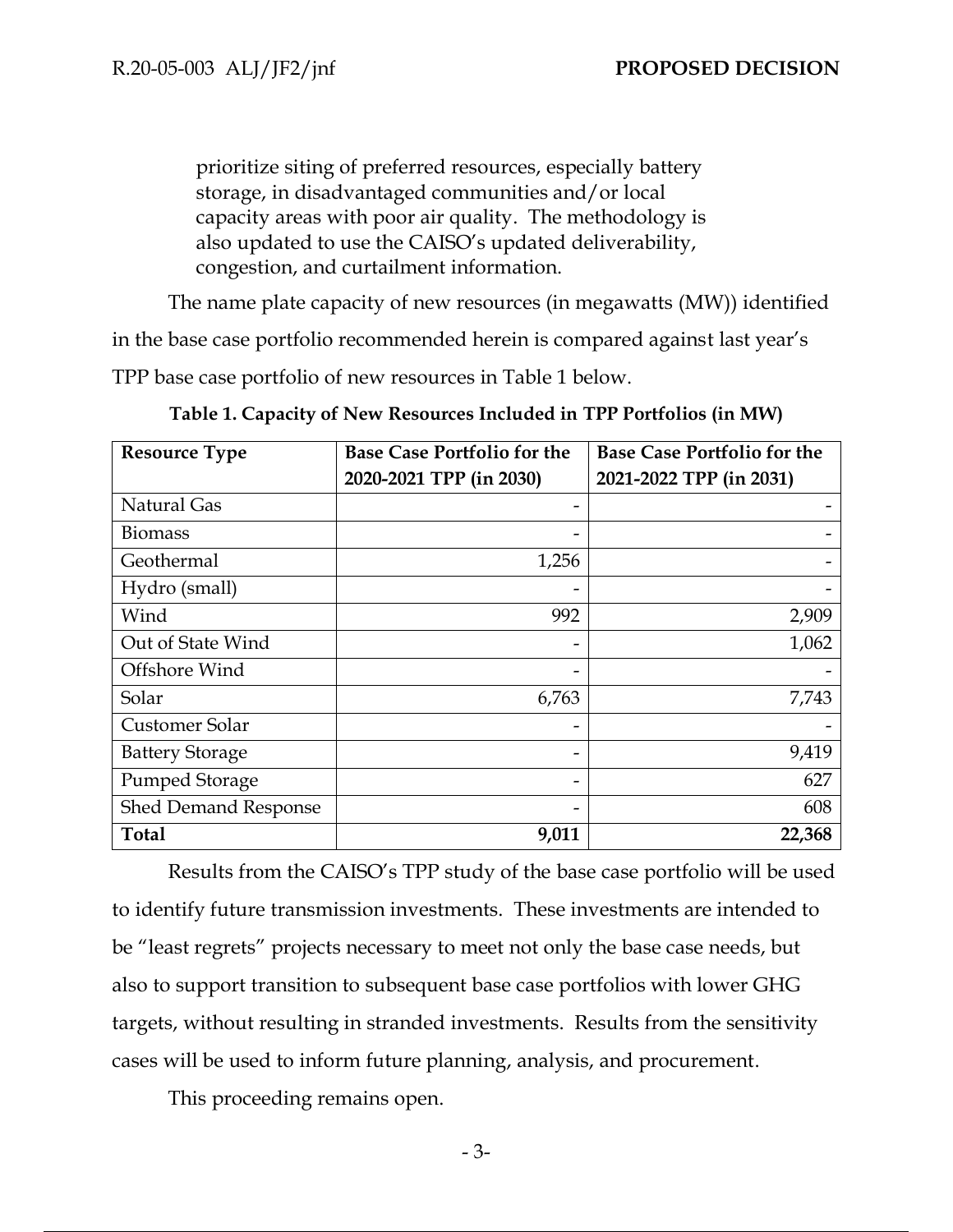prioritize siting of preferred resources, especially battery storage, in disadvantaged communities and/or local capacity areas with poor air quality. The methodology is also updated to use the CAISO's updated deliverability, congestion, and curtailment information.

The name plate capacity of new resources (in megawatts (MW)) identified in the base case portfolio recommended herein is compared against last year's TPP base case portfolio of new resources in Table 1 below.

**Table 1. Capacity of New Resources Included in TPP Portfolios (in MW)**

| Resource Type | Base Case Portfolio for the 2020-2021 TPP (in 2030) | Base Case Portfolio for the 2021-2022 TPP (in 2031) |
|---|---:|---:|
| Natural Gas | - | - |
| Biomass | - | - |
| Geothermal | 1,256 | - |
| Hydro (small) | - | - |
| Wind | 992 | 2,909 |
| Out of State Wind | - | 1,062 |
| Offshore Wind | - | - |
| Solar | 6,763 | 7,743 |
| Customer Solar | - | - |
| Battery Storage | - | 9,419 |
| Pumped Storage | - | 627 |
| Shed Demand Response | - | 608 |
| **Total** | **9,011** | **22,368** |

Results from the CAISO's TPP study of the base case portfolio will be used to identify future transmission investments. These investments are intended to be "least regrets" projects necessary to meet not only the base case needs, but also to support transition to subsequent base case portfolios with lower GHG targets, without resulting in stranded investments. Results from the sensitivity cases will be used to inform future planning, analysis, and procurement.

This proceeding remains open.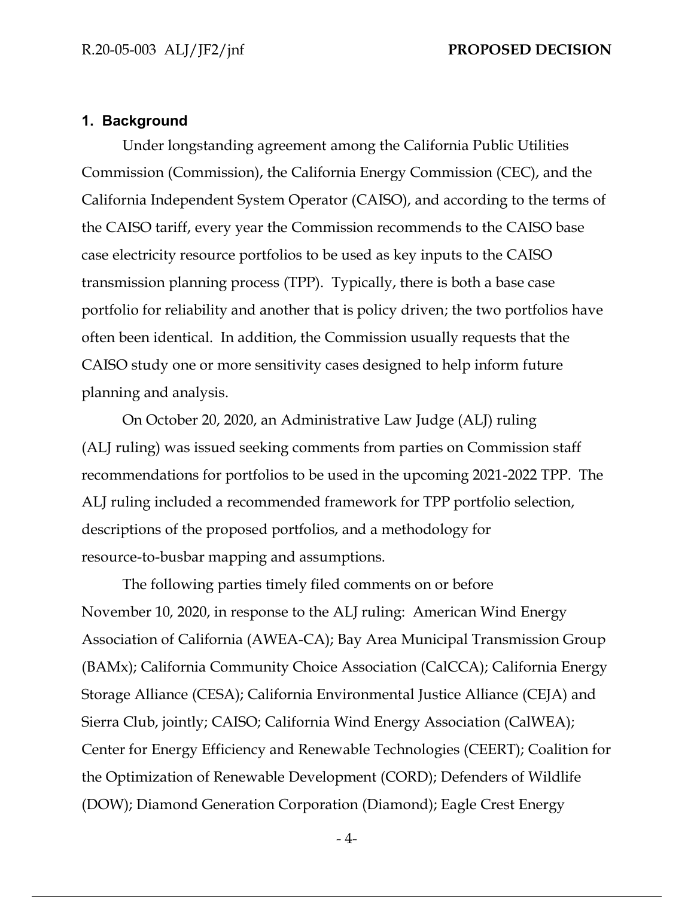## 1. Background

Under longstanding agreement among the California Public Utilities Commission (Commission), the California Energy Commission (CEC), and the California Independent System Operator (CAISO), and according to the terms of the CAISO tariff, every year the Commission recommends to the CAISO base case electricity resource portfolios to be used as key inputs to the CAISO transmission planning process (TPP). Typically, there is both a base case portfolio for reliability and another that is policy driven; the two portfolios have often been identical. In addition, the Commission usually requests that the CAISO study one or more sensitivity cases designed to help inform future planning and analysis.

On October 20, 2020, an Administrative Law Judge (ALJ) ruling (ALJ ruling) was issued seeking comments from parties on Commission staff recommendations for portfolios to be used in the upcoming 2021-2022 TPP. The ALJ ruling included a recommended framework for TPP portfolio selection, descriptions of the proposed portfolios, and a methodology for resource-to-busbar mapping and assumptions.

The following parties timely filed comments on or before November 10, 2020, in response to the ALJ ruling: American Wind Energy Association of California (AWEA-CA); Bay Area Municipal Transmission Group (BAMx); California Community Choice Association (CalCCA); California Energy Storage Alliance (CESA); California Environmental Justice Alliance (CEJA) and Sierra Club, jointly; CAISO; California Wind Energy Association (CalWEA); Center for Energy Efficiency and Renewable Technologies (CEERT); Coalition for the Optimization of Renewable Development (CORD); Defenders of Wildlife (DOW); Diamond Generation Corporation (Diamond); Eagle Crest Energy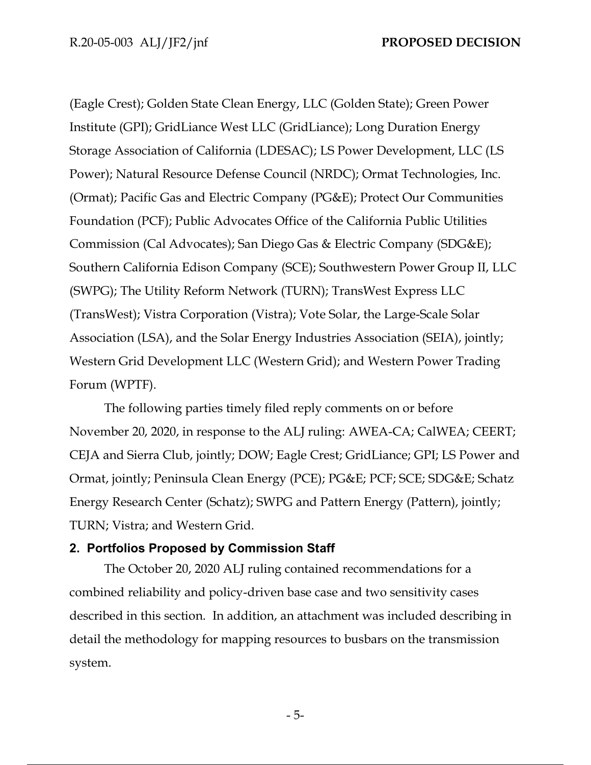(Eagle Crest); Golden State Clean Energy, LLC (Golden State); Green Power Institute (GPI); GridLiance West LLC (GridLiance); Long Duration Energy Storage Association of California (LDESAC); LS Power Development, LLC (LS Power); Natural Resource Defense Council (NRDC); Ormat Technologies, Inc. (Ormat); Pacific Gas and Electric Company (PG&E); Protect Our Communities Foundation (PCF); Public Advocates Office of the California Public Utilities Commission (Cal Advocates); San Diego Gas & Electric Company (SDG&E); Southern California Edison Company (SCE); Southwestern Power Group II, LLC (SWPG); The Utility Reform Network (TURN); TransWest Express LLC (TransWest); Vistra Corporation (Vistra); Vote Solar, the Large-Scale Solar Association (LSA), and the Solar Energy Industries Association (SEIA), jointly; Western Grid Development LLC (Western Grid); and Western Power Trading Forum (WPTF).

The following parties timely filed reply comments on or before November 20, 2020, in response to the ALJ ruling: AWEA-CA; CalWEA; CEERT; CEJA and Sierra Club, jointly; DOW; Eagle Crest; GridLiance; GPI; LS Power and Ormat, jointly; Peninsula Clean Energy (PCE); PG&E; PCF; SCE; SDG&E; Schatz Energy Research Center (Schatz); SWPG and Pattern Energy (Pattern), jointly; TURN; Vistra; and Western Grid.

## 2. Portfolios Proposed by Commission Staff

The October 20, 2020 ALJ ruling contained recommendations for a combined reliability and policy-driven base case and two sensitivity cases described in this section. In addition, an attachment was included describing in detail the methodology for mapping resources to busbars on the transmission system.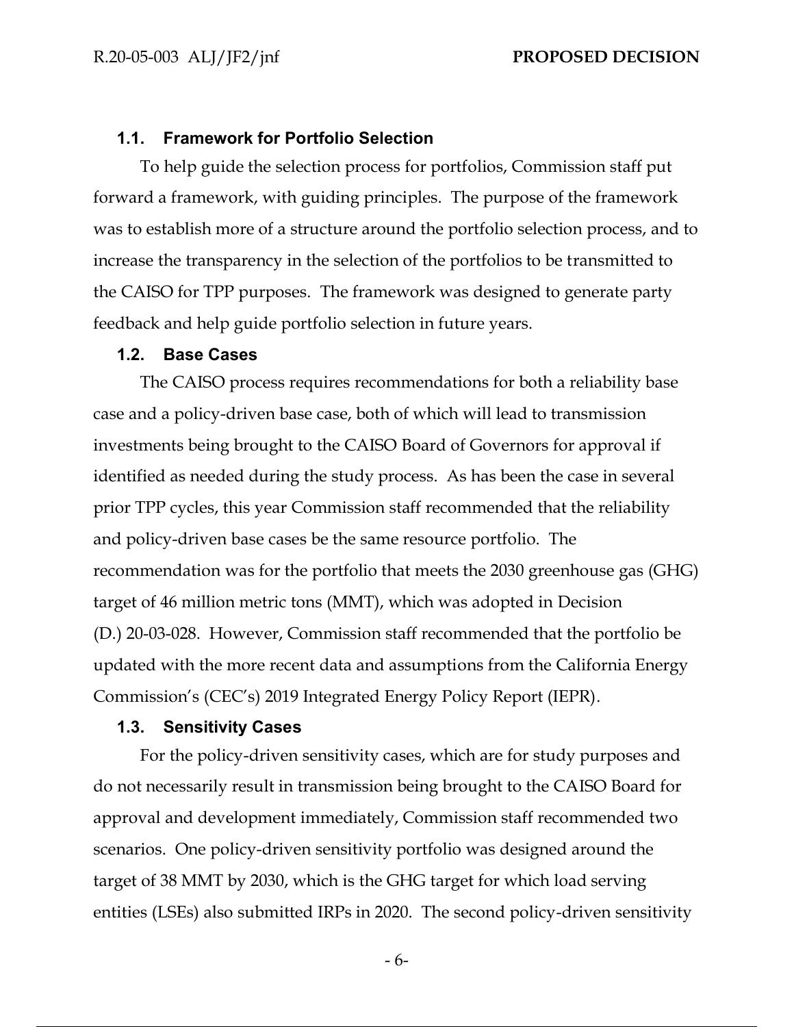### 1.1. Framework for Portfolio Selection

To help guide the selection process for portfolios, Commission staff put forward a framework, with guiding principles. The purpose of the framework was to establish more of a structure around the portfolio selection process, and to increase the transparency in the selection of the portfolios to be transmitted to the CAISO for TPP purposes. The framework was designed to generate party feedback and help guide portfolio selection in future years.

### 1.2. Base Cases

The CAISO process requires recommendations for both a reliability base case and a policy-driven base case, both of which will lead to transmission investments being brought to the CAISO Board of Governors for approval if identified as needed during the study process. As has been the case in several prior TPP cycles, this year Commission staff recommended that the reliability and policy-driven base cases be the same resource portfolio. The recommendation was for the portfolio that meets the 2030 greenhouse gas (GHG) target of 46 million metric tons (MMT), which was adopted in Decision (D.) 20-03-028. However, Commission staff recommended that the portfolio be updated with the more recent data and assumptions from the California Energy Commission's (CEC's) 2019 Integrated Energy Policy Report (IEPR).

### 1.3. Sensitivity Cases

For the policy-driven sensitivity cases, which are for study purposes and do not necessarily result in transmission being brought to the CAISO Board for approval and development immediately, Commission staff recommended two scenarios. One policy-driven sensitivity portfolio was designed around the target of 38 MMT by 2030, which is the GHG target for which load serving entities (LSEs) also submitted IRPs in 2020. The second policy-driven sensitivity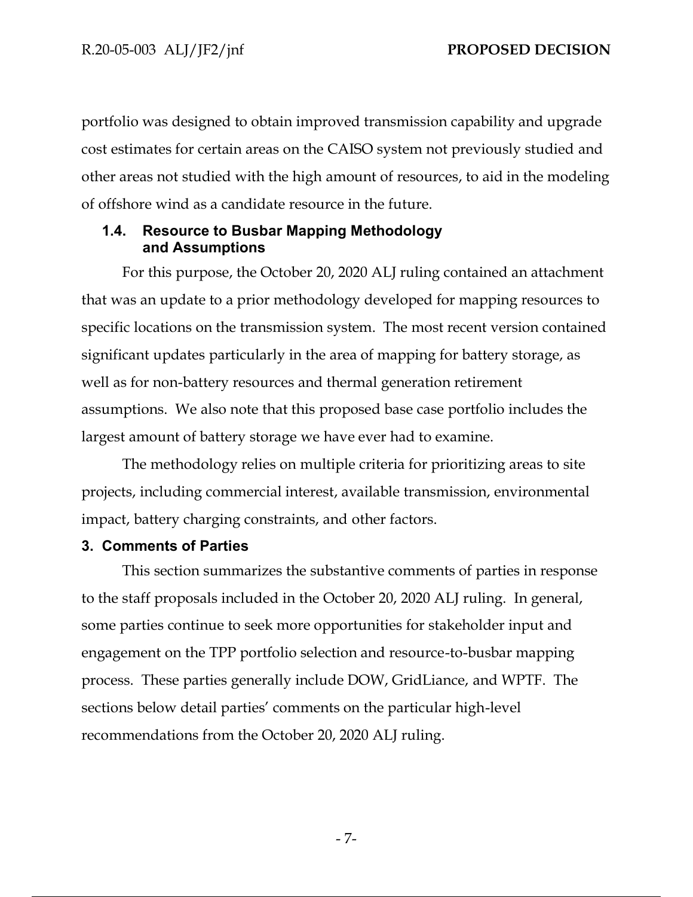portfolio was designed to obtain improved transmission capability and upgrade cost estimates for certain areas on the CAISO system not previously studied and other areas not studied with the high amount of resources, to aid in the modeling of offshore wind as a candidate resource in the future.

### 1.4. Resource to Busbar Mapping Methodology and Assumptions

For this purpose, the October 20, 2020 ALJ ruling contained an attachment that was an update to a prior methodology developed for mapping resources to specific locations on the transmission system. The most recent version contained significant updates particularly in the area of mapping for battery storage, as well as for non-battery resources and thermal generation retirement assumptions. We also note that this proposed base case portfolio includes the largest amount of battery storage we have ever had to examine.

The methodology relies on multiple criteria for prioritizing areas to site projects, including commercial interest, available transmission, environmental impact, battery charging constraints, and other factors.

## 3. Comments of Parties

This section summarizes the substantive comments of parties in response to the staff proposals included in the October 20, 2020 ALJ ruling. In general, some parties continue to seek more opportunities for stakeholder input and engagement on the TPP portfolio selection and resource-to-busbar mapping process. These parties generally include DOW, GridLiance, and WPTF. The sections below detail parties' comments on the particular high-level recommendations from the October 20, 2020 ALJ ruling.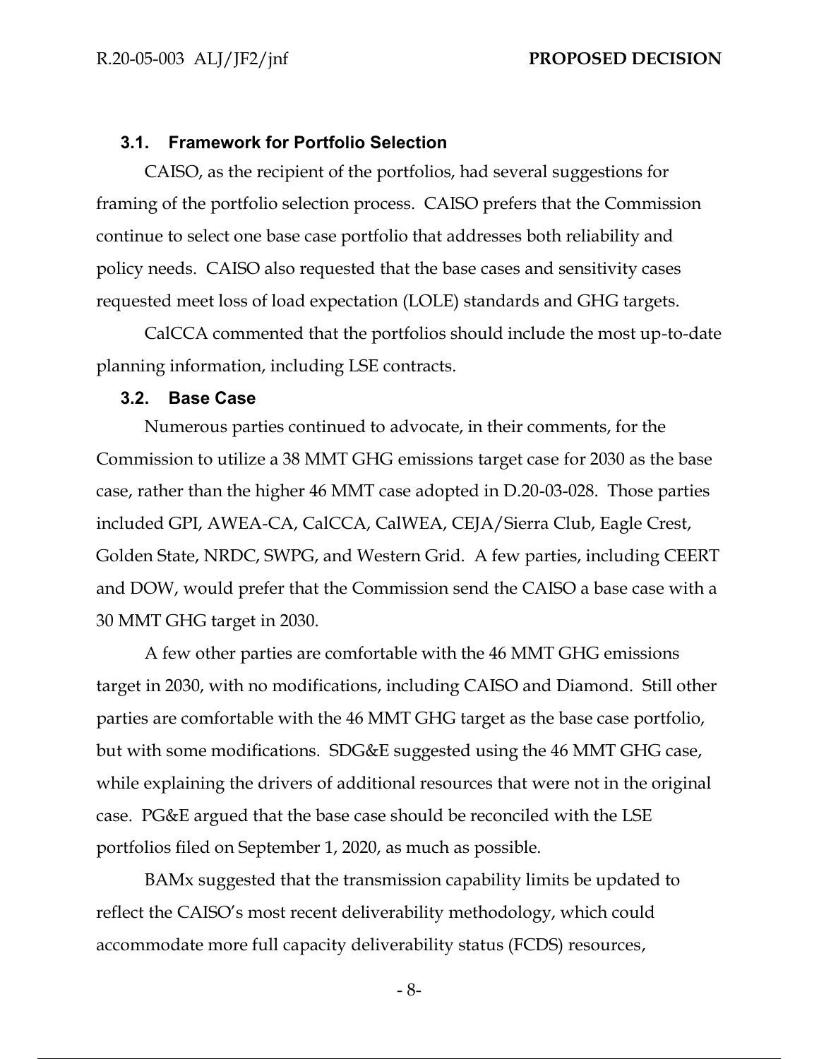### 3.1. Framework for Portfolio Selection

CAISO, as the recipient of the portfolios, had several suggestions for framing of the portfolio selection process. CAISO prefers that the Commission continue to select one base case portfolio that addresses both reliability and policy needs. CAISO also requested that the base cases and sensitivity cases requested meet loss of load expectation (LOLE) standards and GHG targets.

CalCCA commented that the portfolios should include the most up-to-date planning information, including LSE contracts.

### 3.2. Base Case

Numerous parties continued to advocate, in their comments, for the Commission to utilize a 38 MMT GHG emissions target case for 2030 as the base case, rather than the higher 46 MMT case adopted in D.20-03-028. Those parties included GPI, AWEA-CA, CalCCA, CalWEA, CEJA/Sierra Club, Eagle Crest, Golden State, NRDC, SWPG, and Western Grid. A few parties, including CEERT and DOW, would prefer that the Commission send the CAISO a base case with a 30 MMT GHG target in 2030.

A few other parties are comfortable with the 46 MMT GHG emissions target in 2030, with no modifications, including CAISO and Diamond. Still other parties are comfortable with the 46 MMT GHG target as the base case portfolio, but with some modifications. SDG&E suggested using the 46 MMT GHG case, while explaining the drivers of additional resources that were not in the original case. PG&E argued that the base case should be reconciled with the LSE portfolios filed on September 1, 2020, as much as possible.

BAMx suggested that the transmission capability limits be updated to reflect the CAISO's most recent deliverability methodology, which could accommodate more full capacity deliverability status (FCDS) resources,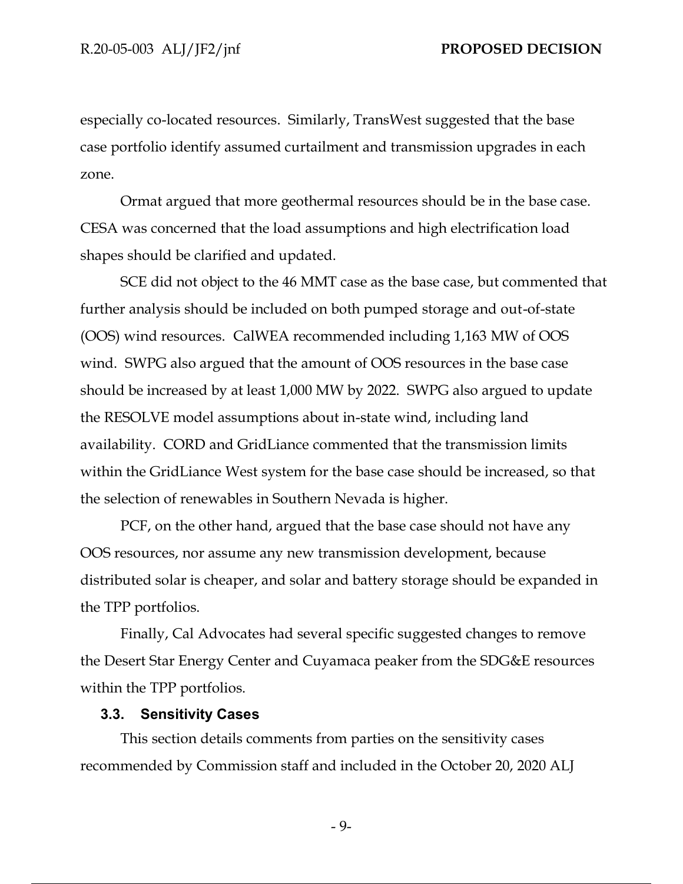especially co-located resources. Similarly, TransWest suggested that the base case portfolio identify assumed curtailment and transmission upgrades in each zone.

Ormat argued that more geothermal resources should be in the base case. CESA was concerned that the load assumptions and high electrification load shapes should be clarified and updated.

SCE did not object to the 46 MMT case as the base case, but commented that further analysis should be included on both pumped storage and out-of-state (OOS) wind resources. CalWEA recommended including 1,163 MW of OOS wind. SWPG also argued that the amount of OOS resources in the base case should be increased by at least 1,000 MW by 2022. SWPG also argued to update the RESOLVE model assumptions about in-state wind, including land availability. CORD and GridLiance commented that the transmission limits within the GridLiance West system for the base case should be increased, so that the selection of renewables in Southern Nevada is higher.

PCF, on the other hand, argued that the base case should not have any OOS resources, nor assume any new transmission development, because distributed solar is cheaper, and solar and battery storage should be expanded in the TPP portfolios.

Finally, Cal Advocates had several specific suggested changes to remove the Desert Star Energy Center and Cuyamaca peaker from the SDG&E resources within the TPP portfolios.

### 3.3. Sensitivity Cases

This section details comments from parties on the sensitivity cases recommended by Commission staff and included in the October 20, 2020 ALJ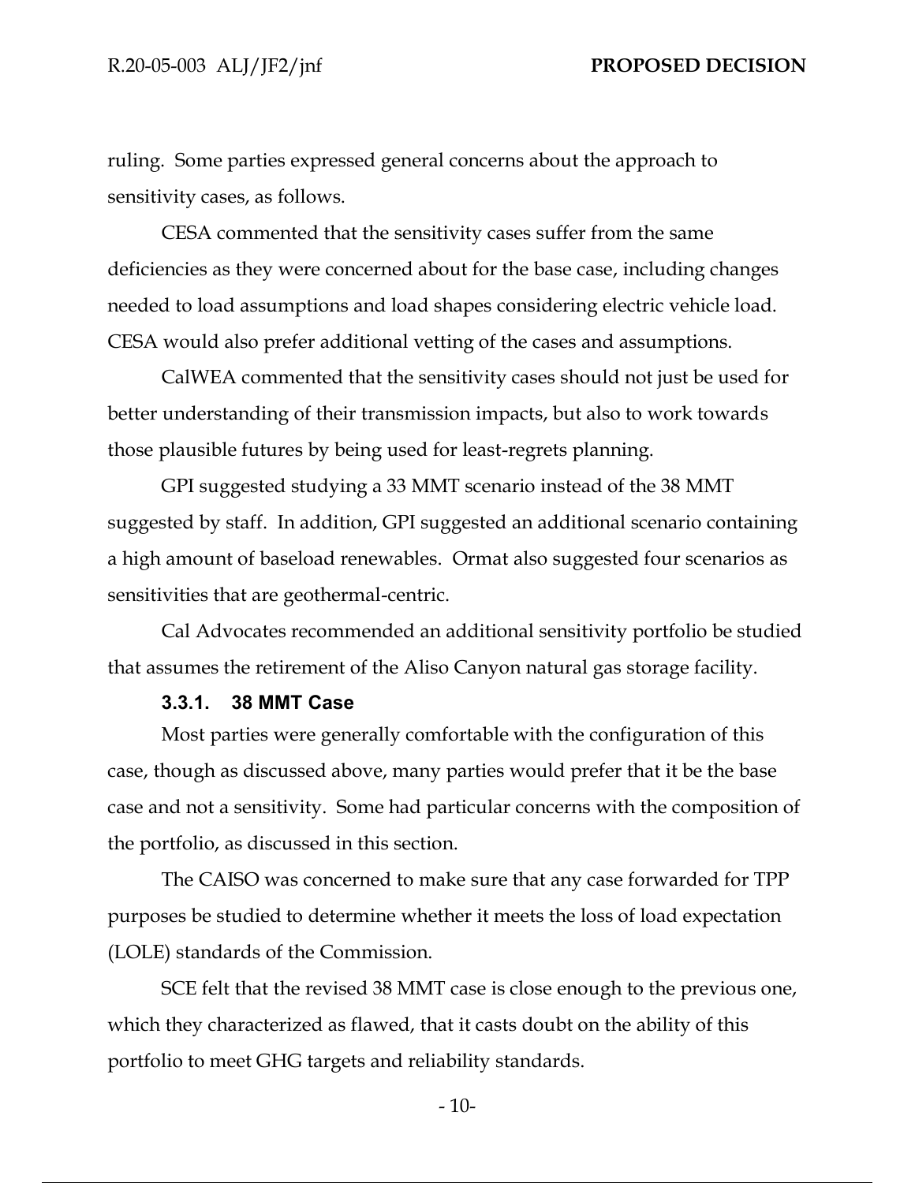ruling. Some parties expressed general concerns about the approach to sensitivity cases, as follows.

CESA commented that the sensitivity cases suffer from the same deficiencies as they were concerned about for the base case, including changes needed to load assumptions and load shapes considering electric vehicle load. CESA would also prefer additional vetting of the cases and assumptions.

CalWEA commented that the sensitivity cases should not just be used for better understanding of their transmission impacts, but also to work towards those plausible futures by being used for least-regrets planning.

GPI suggested studying a 33 MMT scenario instead of the 38 MMT suggested by staff. In addition, GPI suggested an additional scenario containing a high amount of baseload renewables. Ormat also suggested four scenarios as sensitivities that are geothermal-centric.

Cal Advocates recommended an additional sensitivity portfolio be studied that assumes the retirement of the Aliso Canyon natural gas storage facility.

### 3.3.1. 38 MMT Case

Most parties were generally comfortable with the configuration of this case, though as discussed above, many parties would prefer that it be the base case and not a sensitivity. Some had particular concerns with the composition of the portfolio, as discussed in this section.

The CAISO was concerned to make sure that any case forwarded for TPP purposes be studied to determine whether it meets the loss of load expectation (LOLE) standards of the Commission.

SCE felt that the revised 38 MMT case is close enough to the previous one, which they characterized as flawed, that it casts doubt on the ability of this portfolio to meet GHG targets and reliability standards.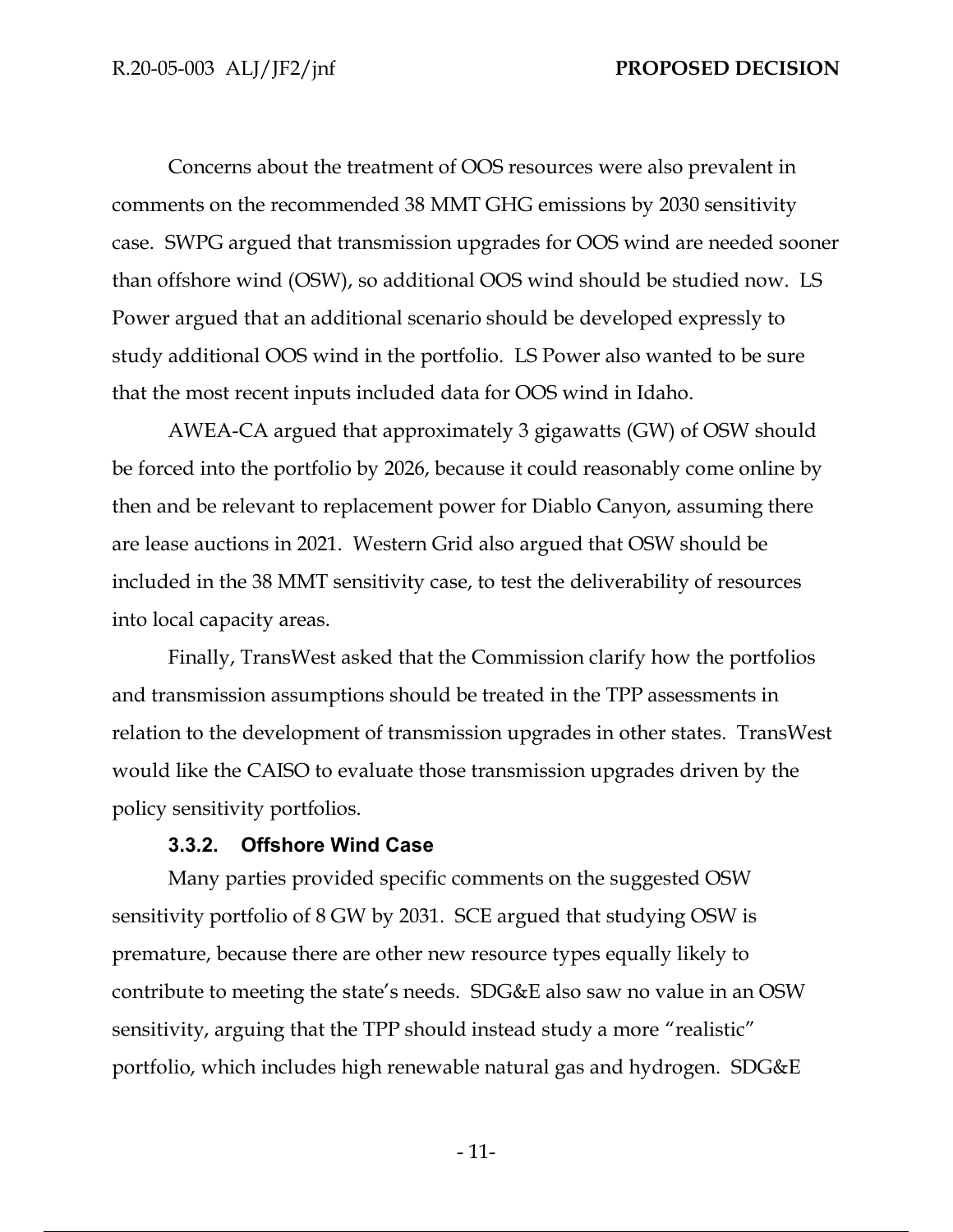Concerns about the treatment of OOS resources were also prevalent in comments on the recommended 38 MMT GHG emissions by 2030 sensitivity case. SWPG argued that transmission upgrades for OOS wind are needed sooner than offshore wind (OSW), so additional OOS wind should be studied now. LS Power argued that an additional scenario should be developed expressly to study additional OOS wind in the portfolio. LS Power also wanted to be sure that the most recent inputs included data for OOS wind in Idaho.

AWEA-CA argued that approximately 3 gigawatts (GW) of OSW should be forced into the portfolio by 2026, because it could reasonably come online by then and be relevant to replacement power for Diablo Canyon, assuming there are lease auctions in 2021. Western Grid also argued that OSW should be included in the 38 MMT sensitivity case, to test the deliverability of resources into local capacity areas.

Finally, TransWest asked that the Commission clarify how the portfolios and transmission assumptions should be treated in the TPP assessments in relation to the development of transmission upgrades in other states. TransWest would like the CAISO to evaluate those transmission upgrades driven by the policy sensitivity portfolios.

### 3.3.2. Offshore Wind Case

Many parties provided specific comments on the suggested OSW sensitivity portfolio of 8 GW by 2031. SCE argued that studying OSW is premature, because there are other new resource types equally likely to contribute to meeting the state's needs. SDG&E also saw no value in an OSW sensitivity, arguing that the TPP should instead study a more "realistic" portfolio, which includes high renewable natural gas and hydrogen. SDG&E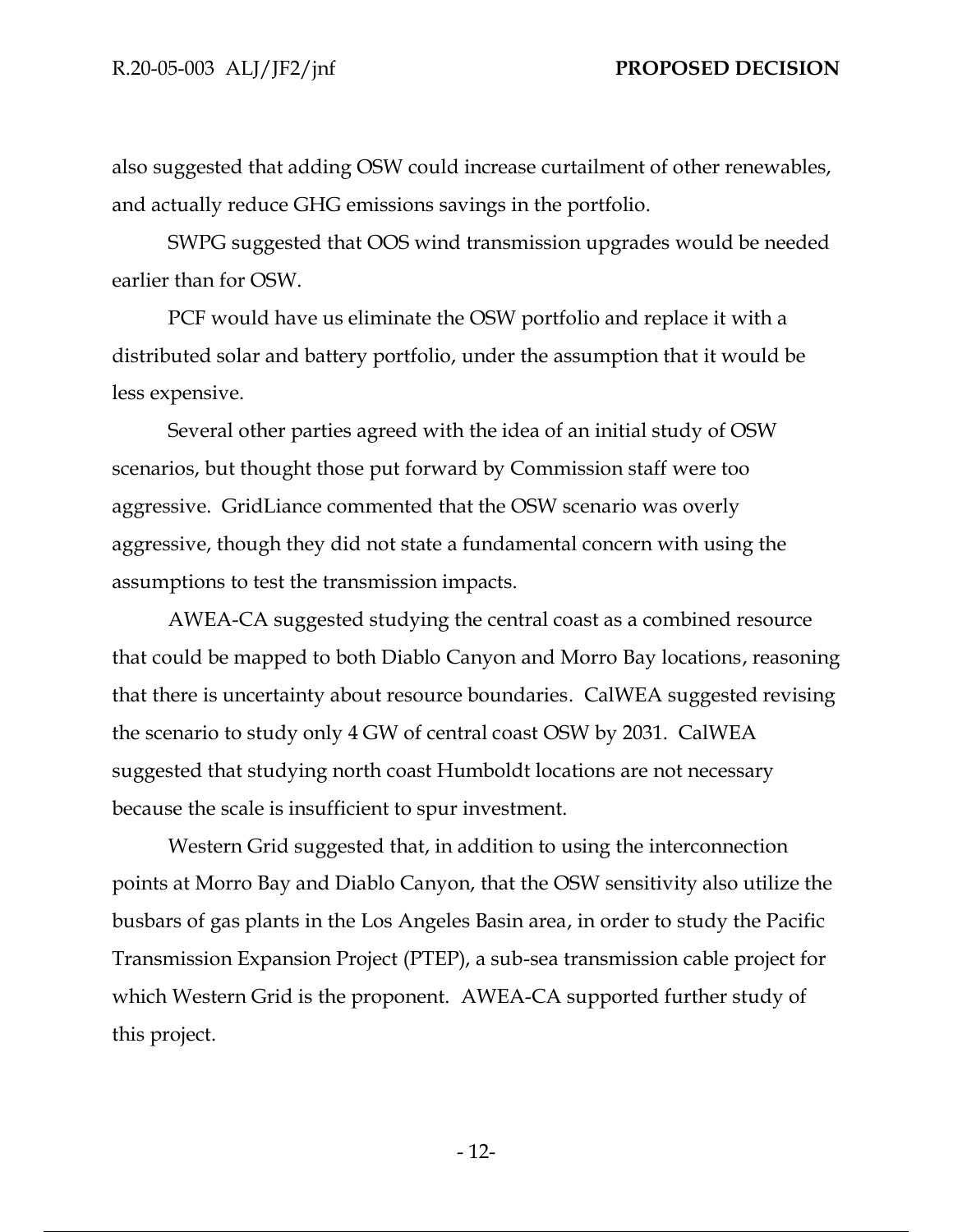also suggested that adding OSW could increase curtailment of other renewables, and actually reduce GHG emissions savings in the portfolio.

SWPG suggested that OOS wind transmission upgrades would be needed earlier than for OSW.

PCF would have us eliminate the OSW portfolio and replace it with a distributed solar and battery portfolio, under the assumption that it would be less expensive.

Several other parties agreed with the idea of an initial study of OSW scenarios, but thought those put forward by Commission staff were too aggressive. GridLiance commented that the OSW scenario was overly aggressive, though they did not state a fundamental concern with using the assumptions to test the transmission impacts.

AWEA-CA suggested studying the central coast as a combined resource that could be mapped to both Diablo Canyon and Morro Bay locations, reasoning that there is uncertainty about resource boundaries. CalWEA suggested revising the scenario to study only 4 GW of central coast OSW by 2031. CalWEA suggested that studying north coast Humboldt locations are not necessary because the scale is insufficient to spur investment.

Western Grid suggested that, in addition to using the interconnection points at Morro Bay and Diablo Canyon, that the OSW sensitivity also utilize the busbars of gas plants in the Los Angeles Basin area, in order to study the Pacific Transmission Expansion Project (PTEP), a sub-sea transmission cable project for which Western Grid is the proponent. AWEA-CA supported further study of this project.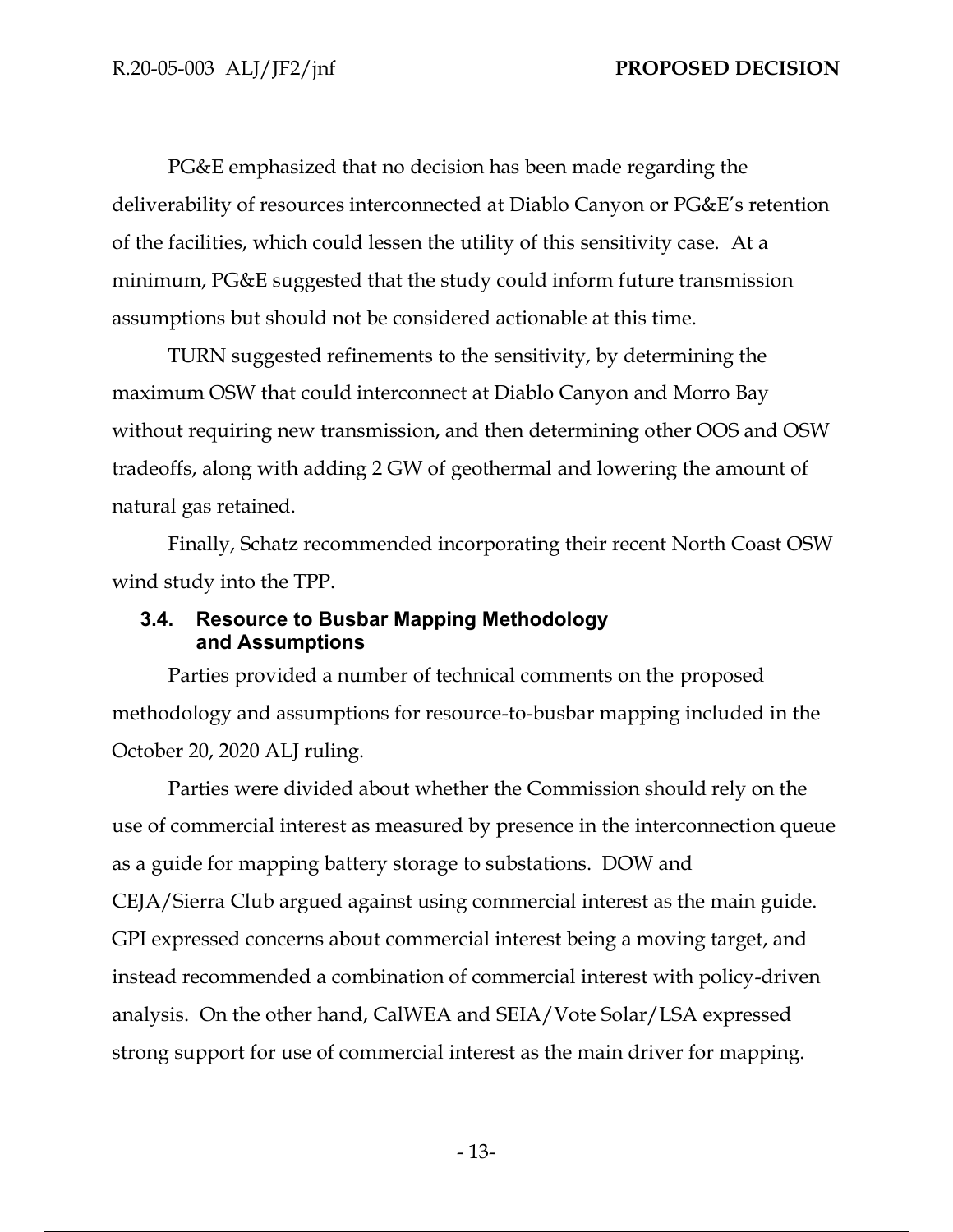PG&E emphasized that no decision has been made regarding the deliverability of resources interconnected at Diablo Canyon or PG&E's retention of the facilities, which could lessen the utility of this sensitivity case. At a minimum, PG&E suggested that the study could inform future transmission assumptions but should not be considered actionable at this time.

TURN suggested refinements to the sensitivity, by determining the maximum OSW that could interconnect at Diablo Canyon and Morro Bay without requiring new transmission, and then determining other OOS and OSW tradeoffs, along with adding 2 GW of geothermal and lowering the amount of natural gas retained.

Finally, Schatz recommended incorporating their recent North Coast OSW wind study into the TPP.

### 3.4. Resource to Busbar Mapping Methodology and Assumptions

Parties provided a number of technical comments on the proposed methodology and assumptions for resource-to-busbar mapping included in the October 20, 2020 ALJ ruling.

Parties were divided about whether the Commission should rely on the use of commercial interest as measured by presence in the interconnection queue as a guide for mapping battery storage to substations. DOW and CEJA/Sierra Club argued against using commercial interest as the main guide. GPI expressed concerns about commercial interest being a moving target, and instead recommended a combination of commercial interest with policy-driven analysis. On the other hand, CalWEA and SEIA/Vote Solar/LSA expressed strong support for use of commercial interest as the main driver for mapping.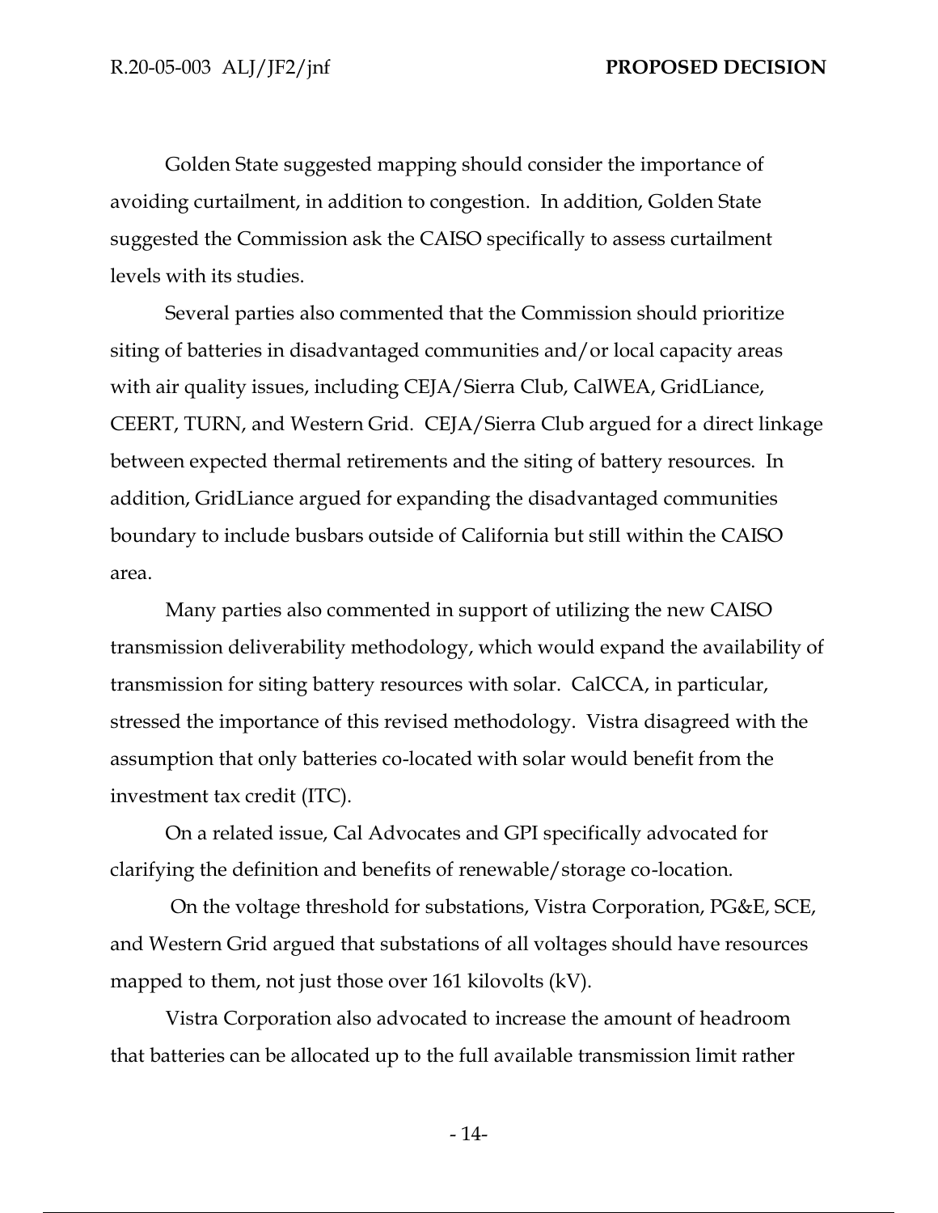Golden State suggested mapping should consider the importance of avoiding curtailment, in addition to congestion. In addition, Golden State suggested the Commission ask the CAISO specifically to assess curtailment levels with its studies.

Several parties also commented that the Commission should prioritize siting of batteries in disadvantaged communities and/or local capacity areas with air quality issues, including CEJA/Sierra Club, CalWEA, GridLiance, CEERT, TURN, and Western Grid. CEJA/Sierra Club argued for a direct linkage between expected thermal retirements and the siting of battery resources. In addition, GridLiance argued for expanding the disadvantaged communities boundary to include busbars outside of California but still within the CAISO area.

Many parties also commented in support of utilizing the new CAISO transmission deliverability methodology, which would expand the availability of transmission for siting battery resources with solar. CalCCA, in particular, stressed the importance of this revised methodology. Vistra disagreed with the assumption that only batteries co-located with solar would benefit from the investment tax credit (ITC).

On a related issue, Cal Advocates and GPI specifically advocated for clarifying the definition and benefits of renewable/storage co-location.

On the voltage threshold for substations, Vistra Corporation, PG&E, SCE, and Western Grid argued that substations of all voltages should have resources mapped to them, not just those over 161 kilovolts (kV).

Vistra Corporation also advocated to increase the amount of headroom that batteries can be allocated up to the full available transmission limit rather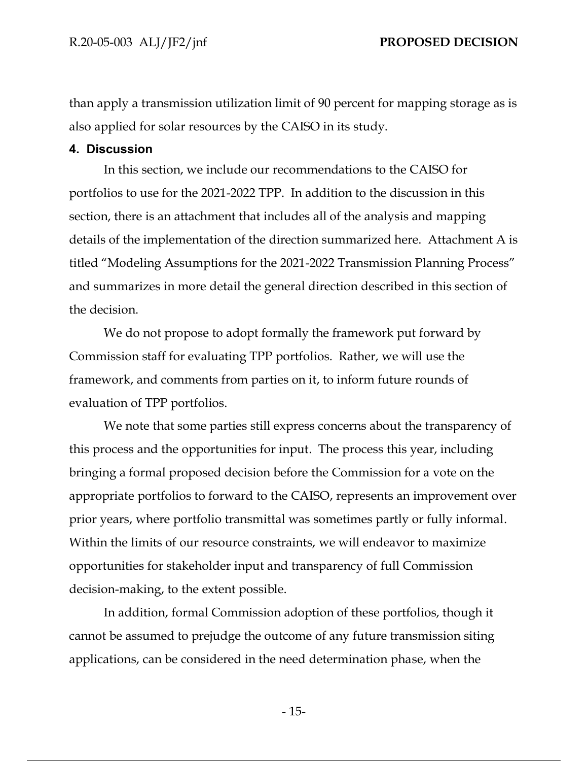than apply a transmission utilization limit of 90 percent for mapping storage as is also applied for solar resources by the CAISO in its study.

## 4. Discussion

In this section, we include our recommendations to the CAISO for portfolios to use for the 2021-2022 TPP. In addition to the discussion in this section, there is an attachment that includes all of the analysis and mapping details of the implementation of the direction summarized here. Attachment A is titled "Modeling Assumptions for the 2021-2022 Transmission Planning Process" and summarizes in more detail the general direction described in this section of the decision.

We do not propose to adopt formally the framework put forward by Commission staff for evaluating TPP portfolios. Rather, we will use the framework, and comments from parties on it, to inform future rounds of evaluation of TPP portfolios.

We note that some parties still express concerns about the transparency of this process and the opportunities for input. The process this year, including bringing a formal proposed decision before the Commission for a vote on the appropriate portfolios to forward to the CAISO, represents an improvement over prior years, where portfolio transmittal was sometimes partly or fully informal. Within the limits of our resource constraints, we will endeavor to maximize opportunities for stakeholder input and transparency of full Commission decision-making, to the extent possible.

In addition, formal Commission adoption of these portfolios, though it cannot be assumed to prejudge the outcome of any future transmission siting applications, can be considered in the need determination phase, when the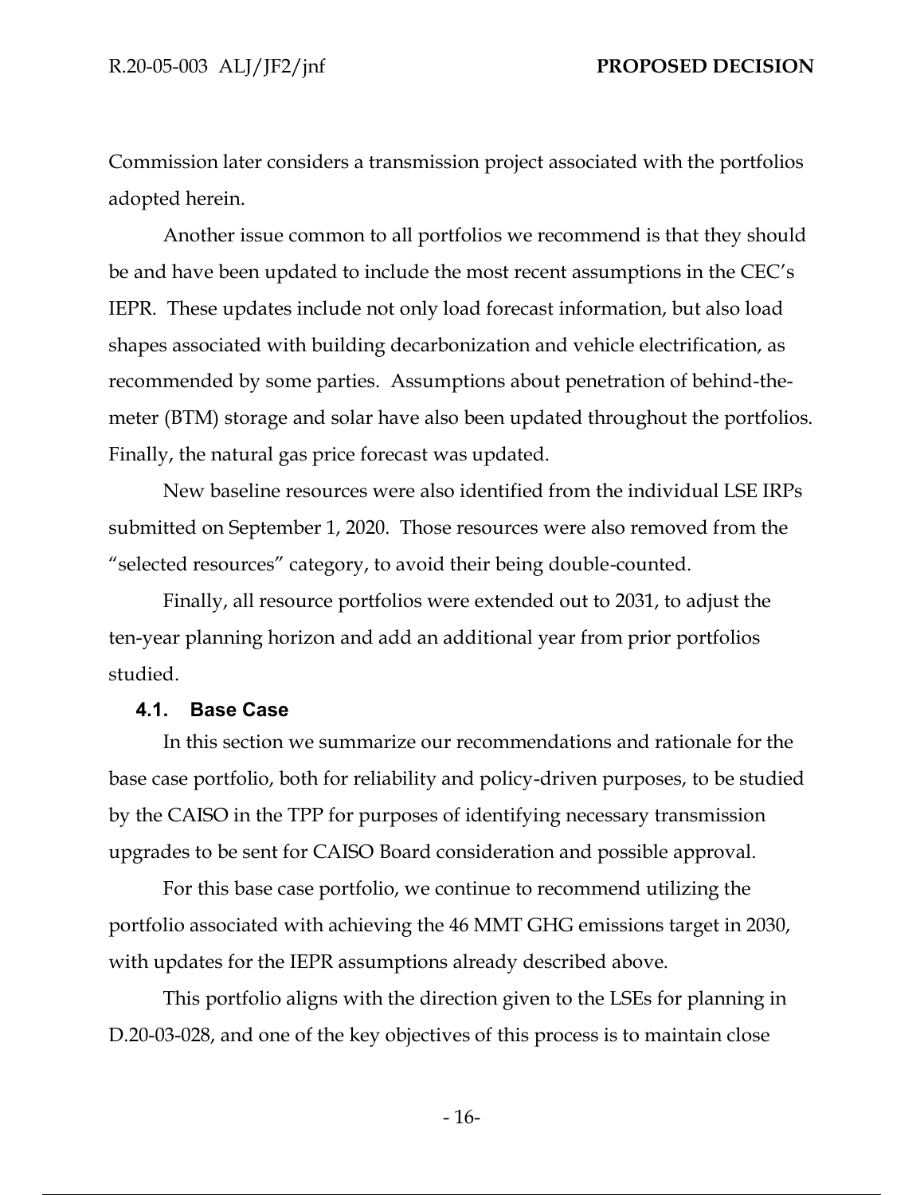Commission later considers a transmission project associated with the portfolios adopted herein.

Another issue common to all portfolios we recommend is that they should be and have been updated to include the most recent assumptions in the CEC's IEPR. These updates include not only load forecast information, but also load shapes associated with building decarbonization and vehicle electrification, as recommended by some parties. Assumptions about penetration of behind-the-meter (BTM) storage and solar have also been updated throughout the portfolios. Finally, the natural gas price forecast was updated.

New baseline resources were also identified from the individual LSE IRPs submitted on September 1, 2020. Those resources were also removed from the "selected resources" category, to avoid their being double-counted.

Finally, all resource portfolios were extended out to 2031, to adjust the ten-year planning horizon and add an additional year from prior portfolios studied.

### 4.1. Base Case

In this section we summarize our recommendations and rationale for the base case portfolio, both for reliability and policy-driven purposes, to be studied by the CAISO in the TPP for purposes of identifying necessary transmission upgrades to be sent for CAISO Board consideration and possible approval.

For this base case portfolio, we continue to recommend utilizing the portfolio associated with achieving the 46 MMT GHG emissions target in 2030, with updates for the IEPR assumptions already described above.

This portfolio aligns with the direction given to the LSEs for planning in D.20-03-028, and one of the key objectives of this process is to maintain close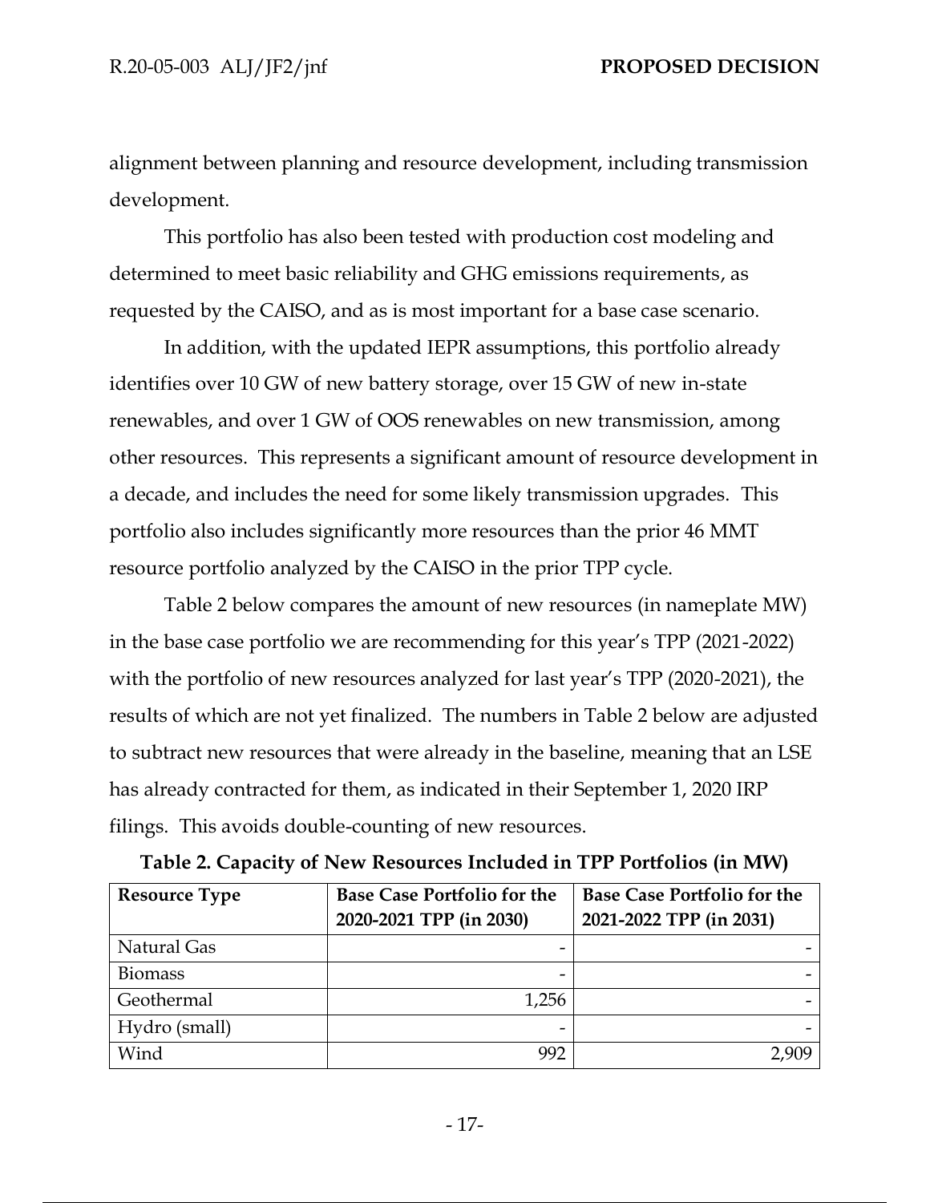alignment between planning and resource development, including transmission development.

This portfolio has also been tested with production cost modeling and determined to meet basic reliability and GHG emissions requirements, as requested by the CAISO, and as is most important for a base case scenario.

In addition, with the updated IEPR assumptions, this portfolio already identifies over 10 GW of new battery storage, over 15 GW of new in-state renewables, and over 1 GW of OOS renewables on new transmission, among other resources. This represents a significant amount of resource development in a decade, and includes the need for some likely transmission upgrades. This portfolio also includes significantly more resources than the prior 46 MMT resource portfolio analyzed by the CAISO in the prior TPP cycle.

Table 2 below compares the amount of new resources (in nameplate MW) in the base case portfolio we are recommending for this year's TPP (2021-2022) with the portfolio of new resources analyzed for last year's TPP (2020-2021), the results of which are not yet finalized. The numbers in Table 2 below are adjusted to subtract new resources that were already in the baseline, meaning that an LSE has already contracted for them, as indicated in their September 1, 2020 IRP filings. This avoids double-counting of new resources.

**Table 2. Capacity of New Resources Included in TPP Portfolios (in MW)**

| Resource Type | Base Case Portfolio for the 2020-2021 TPP (in 2030) | Base Case Portfolio for the 2021-2022 TPP (in 2031) |
|---|---|---|
| Natural Gas | - | - |
| Biomass | - | - |
| Geothermal | 1,256 | - |
| Hydro (small) | - | - |
| Wind | 992 | 2,909 |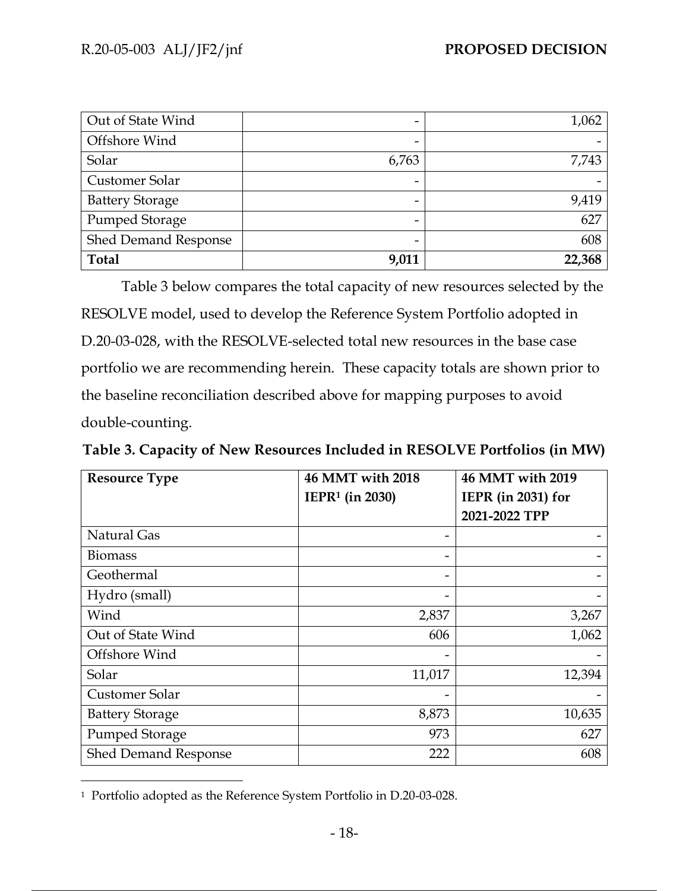| Out of State Wind | - | 1,062 |
|---|---|---|
| Offshore Wind | - | - |
| Solar | 6,763 | 7,743 |
| Customer Solar | - | - |
| Battery Storage | - | 9,419 |
| Pumped Storage | - | 627 |
| Shed Demand Response | - | 608 |
| **Total** | **9,011** | **22,368** |

Table 3 below compares the total capacity of new resources selected by the RESOLVE model, used to develop the Reference System Portfolio adopted in D.20-03-028, with the RESOLVE-selected total new resources in the base case portfolio we are recommending herein. These capacity totals are shown prior to the baseline reconciliation described above for mapping purposes to avoid double-counting.

**Table 3. Capacity of New Resources Included in RESOLVE Portfolios (in MW)**

| **Resource Type** | **46 MMT with 2018 IEPR[1] (in 2030)** | **46 MMT with 2019 IEPR (in 2031) for 2021-2022 TPP** |
|---|---|---|
| Natural Gas | - | - |
| Biomass | - | - |
| Geothermal | - | - |
| Hydro (small) | - | - |
| Wind | 2,837 | 3,267 |
| Out of State Wind | 606 | 1,062 |
| Offshore Wind | - | - |
| Solar | 11,017 | 12,394 |
| Customer Solar | - | - |
| Battery Storage | 8,873 | 10,635 |
| Pumped Storage | 973 | 627 |
| Shed Demand Response | 222 | 608 |

[1] Portfolio adopted as the Reference System Portfolio in D.20-03-028.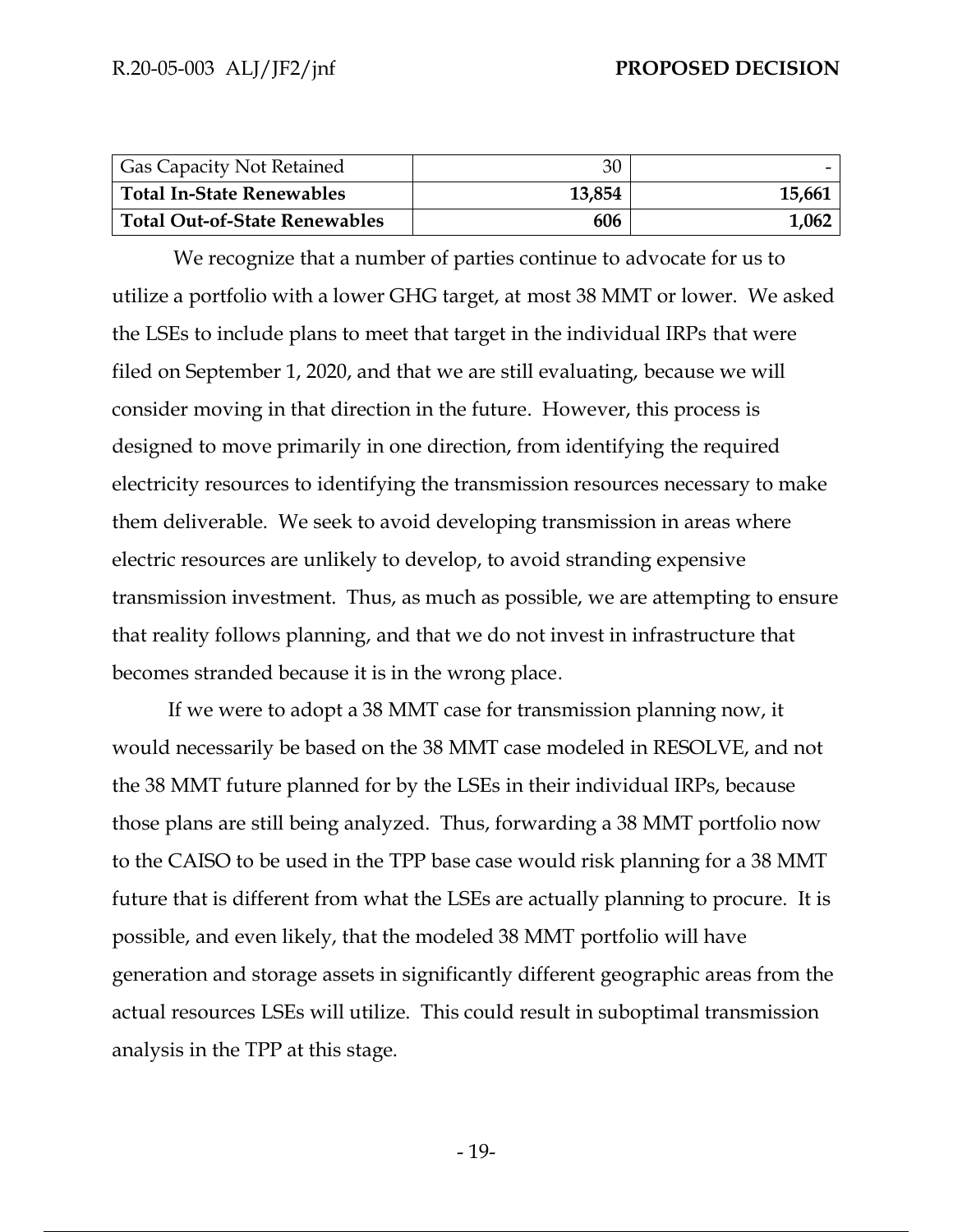| Gas Capacity Not Retained | 30 | - |
| --- | --- | --- |
| **Total In-State Renewables** | **13,854** | **15,661** |
| **Total Out-of-State Renewables** | **606** | **1,062** |

We recognize that a number of parties continue to advocate for us to utilize a portfolio with a lower GHG target, at most 38 MMT or lower. We asked the LSEs to include plans to meet that target in the individual IRPs that were filed on September 1, 2020, and that we are still evaluating, because we will consider moving in that direction in the future. However, this process is designed to move primarily in one direction, from identifying the required electricity resources to identifying the transmission resources necessary to make them deliverable. We seek to avoid developing transmission in areas where electric resources are unlikely to develop, to avoid stranding expensive transmission investment. Thus, as much as possible, we are attempting to ensure that reality follows planning, and that we do not invest in infrastructure that becomes stranded because it is in the wrong place.

If we were to adopt a 38 MMT case for transmission planning now, it would necessarily be based on the 38 MMT case modeled in RESOLVE, and not the 38 MMT future planned for by the LSEs in their individual IRPs, because those plans are still being analyzed. Thus, forwarding a 38 MMT portfolio now to the CAISO to be used in the TPP base case would risk planning for a 38 MMT future that is different from what the LSEs are actually planning to procure. It is possible, and even likely, that the modeled 38 MMT portfolio will have generation and storage assets in significantly different geographic areas from the actual resources LSEs will utilize. This could result in suboptimal transmission analysis in the TPP at this stage.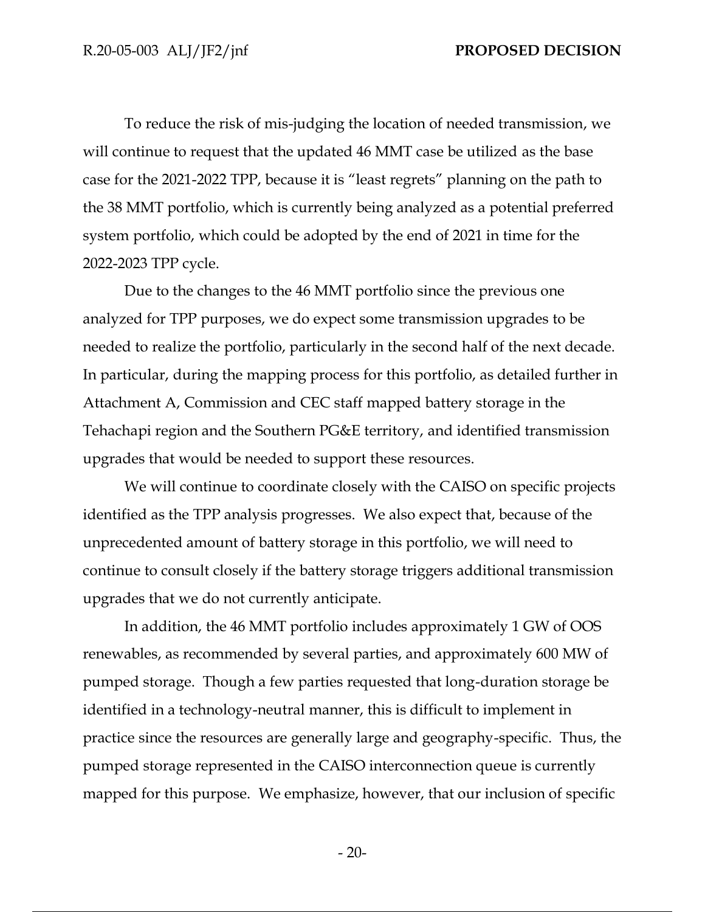To reduce the risk of mis-judging the location of needed transmission, we will continue to request that the updated 46 MMT case be utilized as the base case for the 2021-2022 TPP, because it is "least regrets" planning on the path to the 38 MMT portfolio, which is currently being analyzed as a potential preferred system portfolio, which could be adopted by the end of 2021 in time for the 2022-2023 TPP cycle.

Due to the changes to the 46 MMT portfolio since the previous one analyzed for TPP purposes, we do expect some transmission upgrades to be needed to realize the portfolio, particularly in the second half of the next decade. In particular, during the mapping process for this portfolio, as detailed further in Attachment A, Commission and CEC staff mapped battery storage in the Tehachapi region and the Southern PG&E territory, and identified transmission upgrades that would be needed to support these resources.

We will continue to coordinate closely with the CAISO on specific projects identified as the TPP analysis progresses. We also expect that, because of the unprecedented amount of battery storage in this portfolio, we will need to continue to consult closely if the battery storage triggers additional transmission upgrades that we do not currently anticipate.

In addition, the 46 MMT portfolio includes approximately 1 GW of OOS renewables, as recommended by several parties, and approximately 600 MW of pumped storage. Though a few parties requested that long-duration storage be identified in a technology-neutral manner, this is difficult to implement in practice since the resources are generally large and geography-specific. Thus, the pumped storage represented in the CAISO interconnection queue is currently mapped for this purpose. We emphasize, however, that our inclusion of specific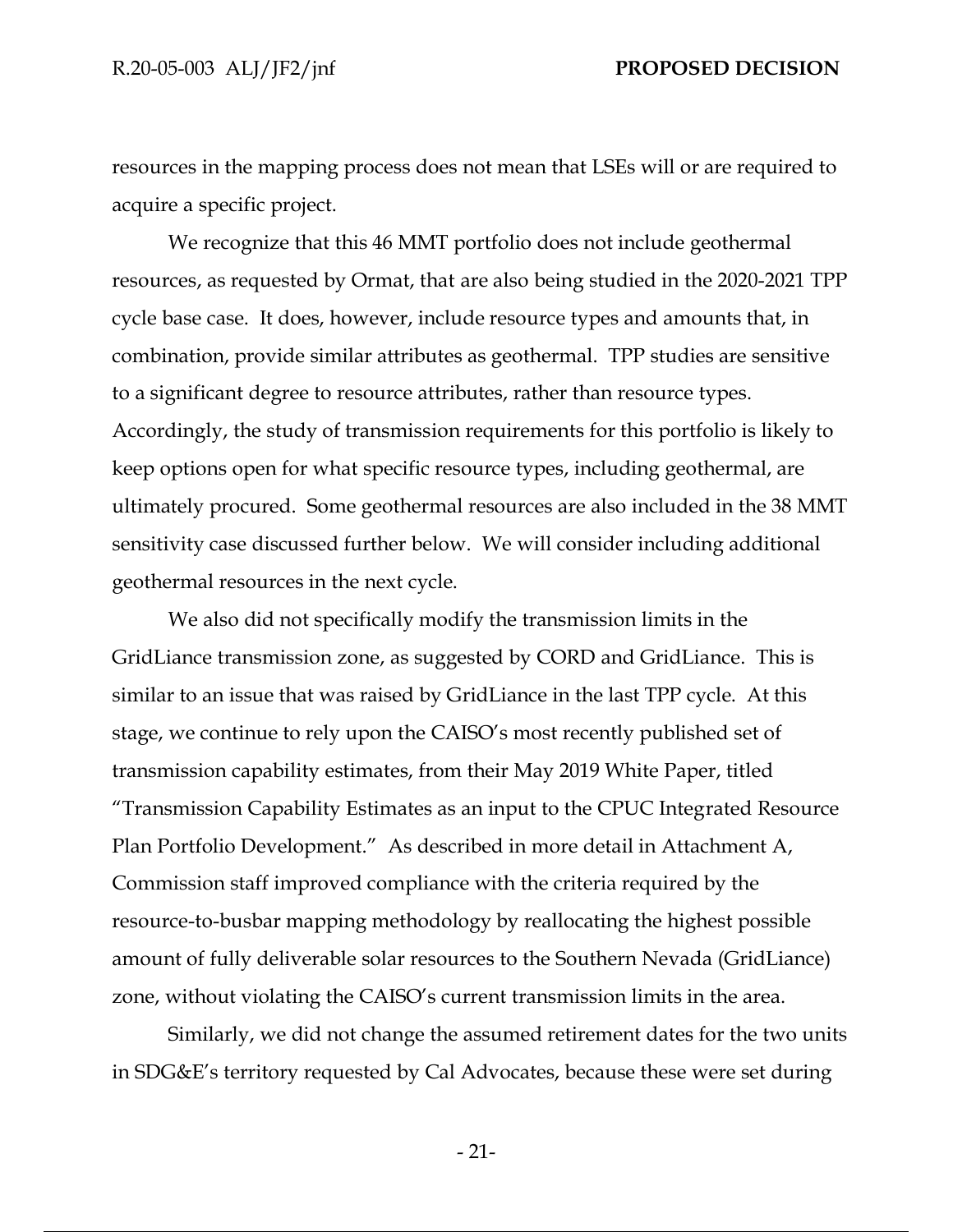resources in the mapping process does not mean that LSEs will or are required to acquire a specific project.

We recognize that this 46 MMT portfolio does not include geothermal resources, as requested by Ormat, that are also being studied in the 2020-2021 TPP cycle base case. It does, however, include resource types and amounts that, in combination, provide similar attributes as geothermal. TPP studies are sensitive to a significant degree to resource attributes, rather than resource types. Accordingly, the study of transmission requirements for this portfolio is likely to keep options open for what specific resource types, including geothermal, are ultimately procured. Some geothermal resources are also included in the 38 MMT sensitivity case discussed further below. We will consider including additional geothermal resources in the next cycle.

We also did not specifically modify the transmission limits in the GridLiance transmission zone, as suggested by CORD and GridLiance. This is similar to an issue that was raised by GridLiance in the last TPP cycle. At this stage, we continue to rely upon the CAISO's most recently published set of transmission capability estimates, from their May 2019 White Paper, titled "Transmission Capability Estimates as an input to the CPUC Integrated Resource Plan Portfolio Development." As described in more detail in Attachment A, Commission staff improved compliance with the criteria required by the resource-to-busbar mapping methodology by reallocating the highest possible amount of fully deliverable solar resources to the Southern Nevada (GridLiance) zone, without violating the CAISO's current transmission limits in the area.

Similarly, we did not change the assumed retirement dates for the two units in SDG&E's territory requested by Cal Advocates, because these were set during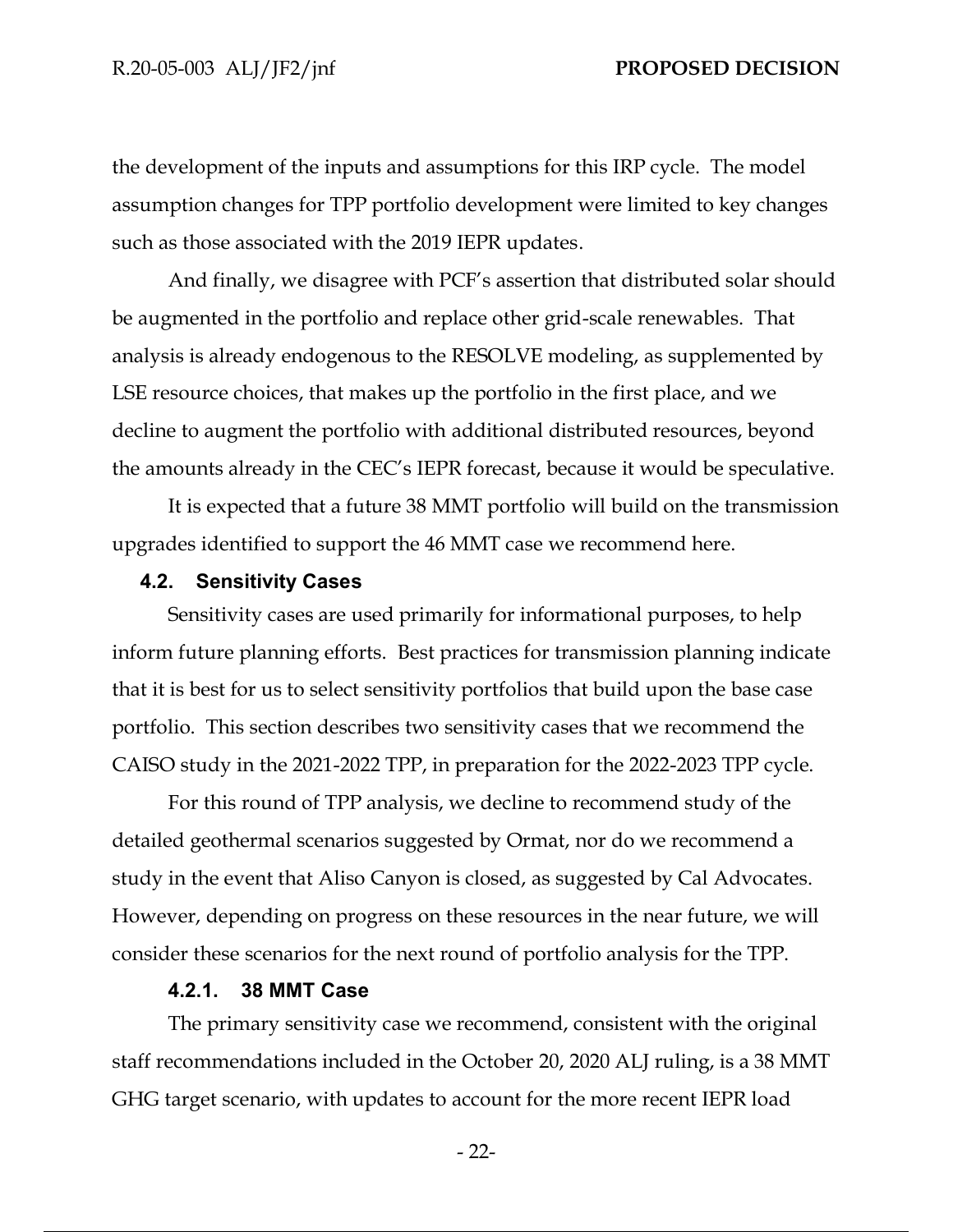the development of the inputs and assumptions for this IRP cycle. The model assumption changes for TPP portfolio development were limited to key changes such as those associated with the 2019 IEPR updates.

And finally, we disagree with PCF's assertion that distributed solar should be augmented in the portfolio and replace other grid-scale renewables. That analysis is already endogenous to the RESOLVE modeling, as supplemented by LSE resource choices, that makes up the portfolio in the first place, and we decline to augment the portfolio with additional distributed resources, beyond the amounts already in the CEC's IEPR forecast, because it would be speculative.

It is expected that a future 38 MMT portfolio will build on the transmission upgrades identified to support the 46 MMT case we recommend here.

### 4.2. Sensitivity Cases

Sensitivity cases are used primarily for informational purposes, to help inform future planning efforts. Best practices for transmission planning indicate that it is best for us to select sensitivity portfolios that build upon the base case portfolio. This section describes two sensitivity cases that we recommend the CAISO study in the 2021-2022 TPP, in preparation for the 2022-2023 TPP cycle.

For this round of TPP analysis, we decline to recommend study of the detailed geothermal scenarios suggested by Ormat, nor do we recommend a study in the event that Aliso Canyon is closed, as suggested by Cal Advocates. However, depending on progress on these resources in the near future, we will consider these scenarios for the next round of portfolio analysis for the TPP.

#### 4.2.1. 38 MMT Case

The primary sensitivity case we recommend, consistent with the original staff recommendations included in the October 20, 2020 ALJ ruling, is a 38 MMT GHG target scenario, with updates to account for the more recent IEPR load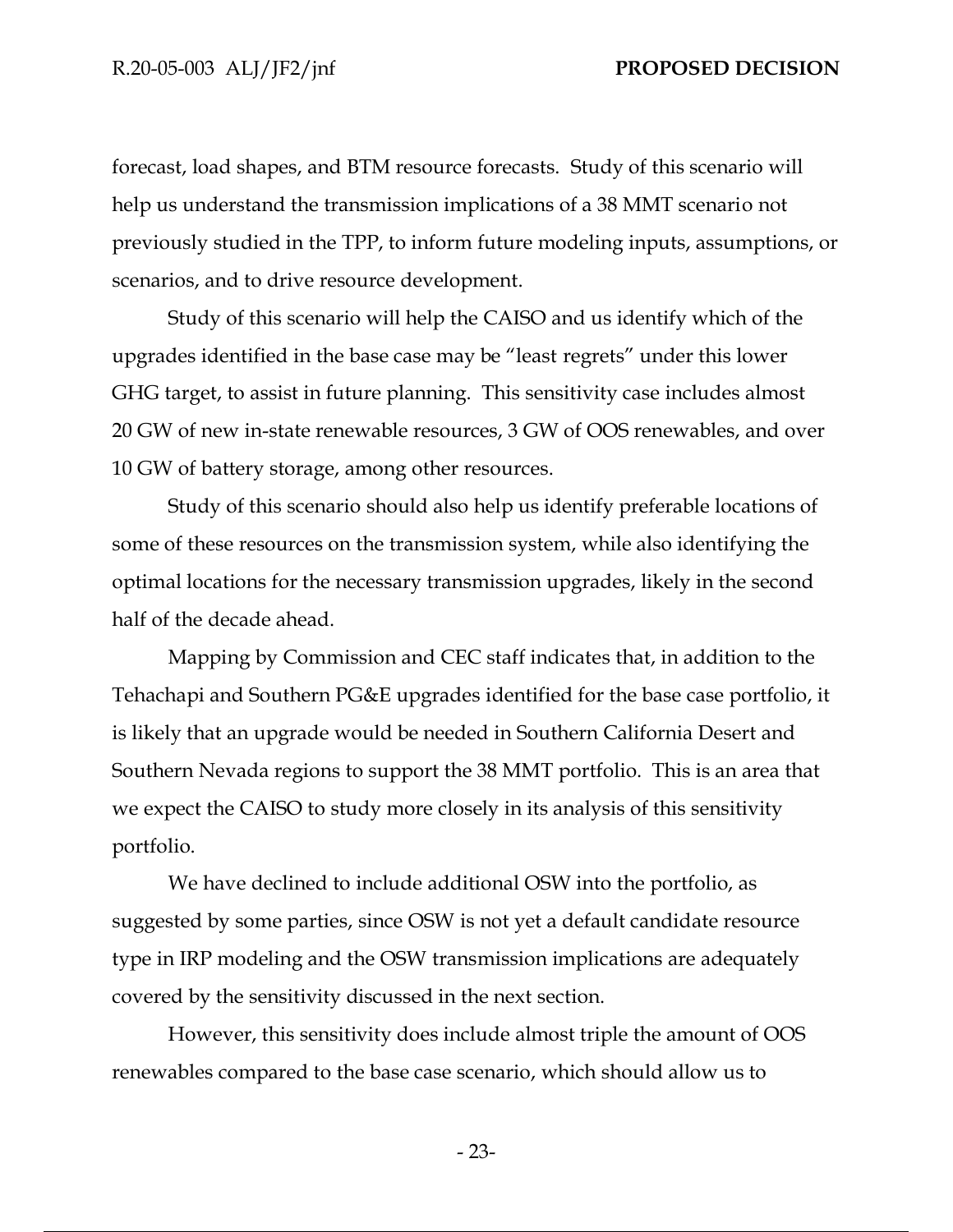forecast, load shapes, and BTM resource forecasts. Study of this scenario will help us understand the transmission implications of a 38 MMT scenario not previously studied in the TPP, to inform future modeling inputs, assumptions, or scenarios, and to drive resource development.

Study of this scenario will help the CAISO and us identify which of the upgrades identified in the base case may be "least regrets" under this lower GHG target, to assist in future planning. This sensitivity case includes almost 20 GW of new in-state renewable resources, 3 GW of OOS renewables, and over 10 GW of battery storage, among other resources.

Study of this scenario should also help us identify preferable locations of some of these resources on the transmission system, while also identifying the optimal locations for the necessary transmission upgrades, likely in the second half of the decade ahead.

Mapping by Commission and CEC staff indicates that, in addition to the Tehachapi and Southern PG&E upgrades identified for the base case portfolio, it is likely that an upgrade would be needed in Southern California Desert and Southern Nevada regions to support the 38 MMT portfolio. This is an area that we expect the CAISO to study more closely in its analysis of this sensitivity portfolio.

We have declined to include additional OSW into the portfolio, as suggested by some parties, since OSW is not yet a default candidate resource type in IRP modeling and the OSW transmission implications are adequately covered by the sensitivity discussed in the next section.

However, this sensitivity does include almost triple the amount of OOS renewables compared to the base case scenario, which should allow us to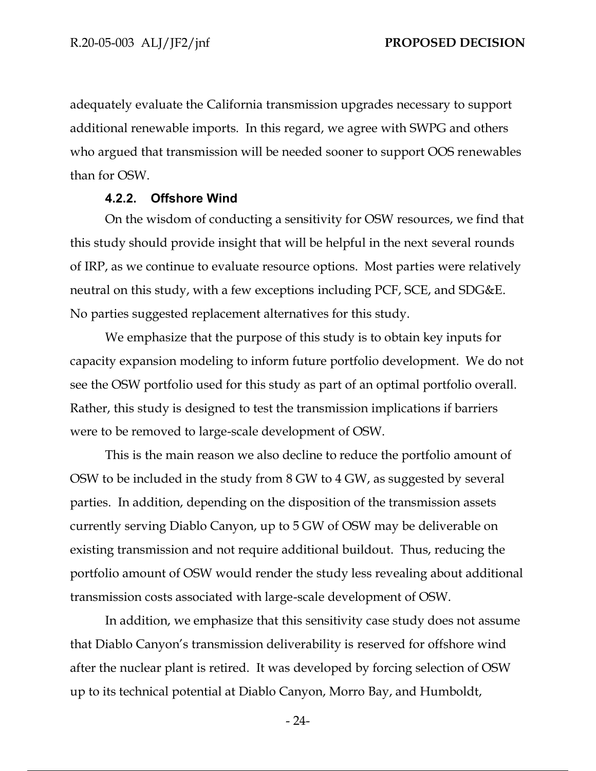adequately evaluate the California transmission upgrades necessary to support additional renewable imports. In this regard, we agree with SWPG and others who argued that transmission will be needed sooner to support OOS renewables than for OSW.

#### 4.2.2. Offshore Wind

On the wisdom of conducting a sensitivity for OSW resources, we find that this study should provide insight that will be helpful in the next several rounds of IRP, as we continue to evaluate resource options. Most parties were relatively neutral on this study, with a few exceptions including PCF, SCE, and SDG&E. No parties suggested replacement alternatives for this study.

We emphasize that the purpose of this study is to obtain key inputs for capacity expansion modeling to inform future portfolio development. We do not see the OSW portfolio used for this study as part of an optimal portfolio overall. Rather, this study is designed to test the transmission implications if barriers were to be removed to large-scale development of OSW.

This is the main reason we also decline to reduce the portfolio amount of OSW to be included in the study from 8 GW to 4 GW, as suggested by several parties. In addition, depending on the disposition of the transmission assets currently serving Diablo Canyon, up to 5 GW of OSW may be deliverable on existing transmission and not require additional buildout. Thus, reducing the portfolio amount of OSW would render the study less revealing about additional transmission costs associated with large-scale development of OSW.

In addition, we emphasize that this sensitivity case study does not assume that Diablo Canyon's transmission deliverability is reserved for offshore wind after the nuclear plant is retired. It was developed by forcing selection of OSW up to its technical potential at Diablo Canyon, Morro Bay, and Humboldt,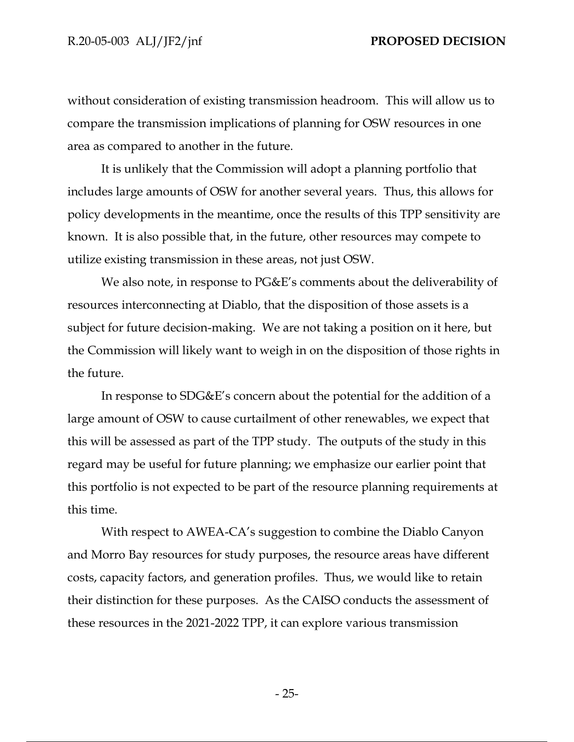without consideration of existing transmission headroom. This will allow us to compare the transmission implications of planning for OSW resources in one area as compared to another in the future.

It is unlikely that the Commission will adopt a planning portfolio that includes large amounts of OSW for another several years. Thus, this allows for policy developments in the meantime, once the results of this TPP sensitivity are known. It is also possible that, in the future, other resources may compete to utilize existing transmission in these areas, not just OSW.

We also note, in response to PG&E's comments about the deliverability of resources interconnecting at Diablo, that the disposition of those assets is a subject for future decision-making. We are not taking a position on it here, but the Commission will likely want to weigh in on the disposition of those rights in the future.

In response to SDG&E's concern about the potential for the addition of a large amount of OSW to cause curtailment of other renewables, we expect that this will be assessed as part of the TPP study. The outputs of the study in this regard may be useful for future planning; we emphasize our earlier point that this portfolio is not expected to be part of the resource planning requirements at this time.

With respect to AWEA-CA's suggestion to combine the Diablo Canyon and Morro Bay resources for study purposes, the resource areas have different costs, capacity factors, and generation profiles. Thus, we would like to retain their distinction for these purposes. As the CAISO conducts the assessment of these resources in the 2021-2022 TPP, it can explore various transmission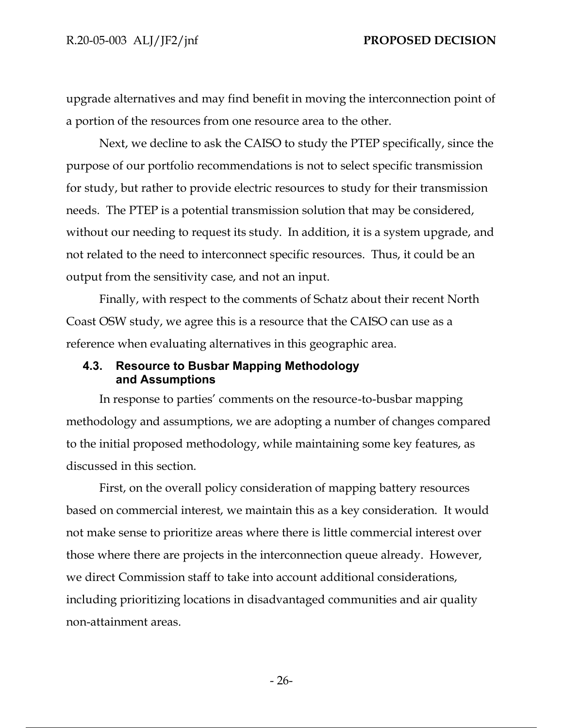upgrade alternatives and may find benefit in moving the interconnection point of a portion of the resources from one resource area to the other.

Next, we decline to ask the CAISO to study the PTEP specifically, since the purpose of our portfolio recommendations is not to select specific transmission for study, but rather to provide electric resources to study for their transmission needs. The PTEP is a potential transmission solution that may be considered, without our needing to request its study. In addition, it is a system upgrade, and not related to the need to interconnect specific resources. Thus, it could be an output from the sensitivity case, and not an input.

Finally, with respect to the comments of Schatz about their recent North Coast OSW study, we agree this is a resource that the CAISO can use as a reference when evaluating alternatives in this geographic area.

### 4.3. Resource to Busbar Mapping Methodology and Assumptions

In response to parties' comments on the resource-to-busbar mapping methodology and assumptions, we are adopting a number of changes compared to the initial proposed methodology, while maintaining some key features, as discussed in this section.

First, on the overall policy consideration of mapping battery resources based on commercial interest, we maintain this as a key consideration. It would not make sense to prioritize areas where there is little commercial interest over those where there are projects in the interconnection queue already. However, we direct Commission staff to take into account additional considerations, including prioritizing locations in disadvantaged communities and air quality non-attainment areas.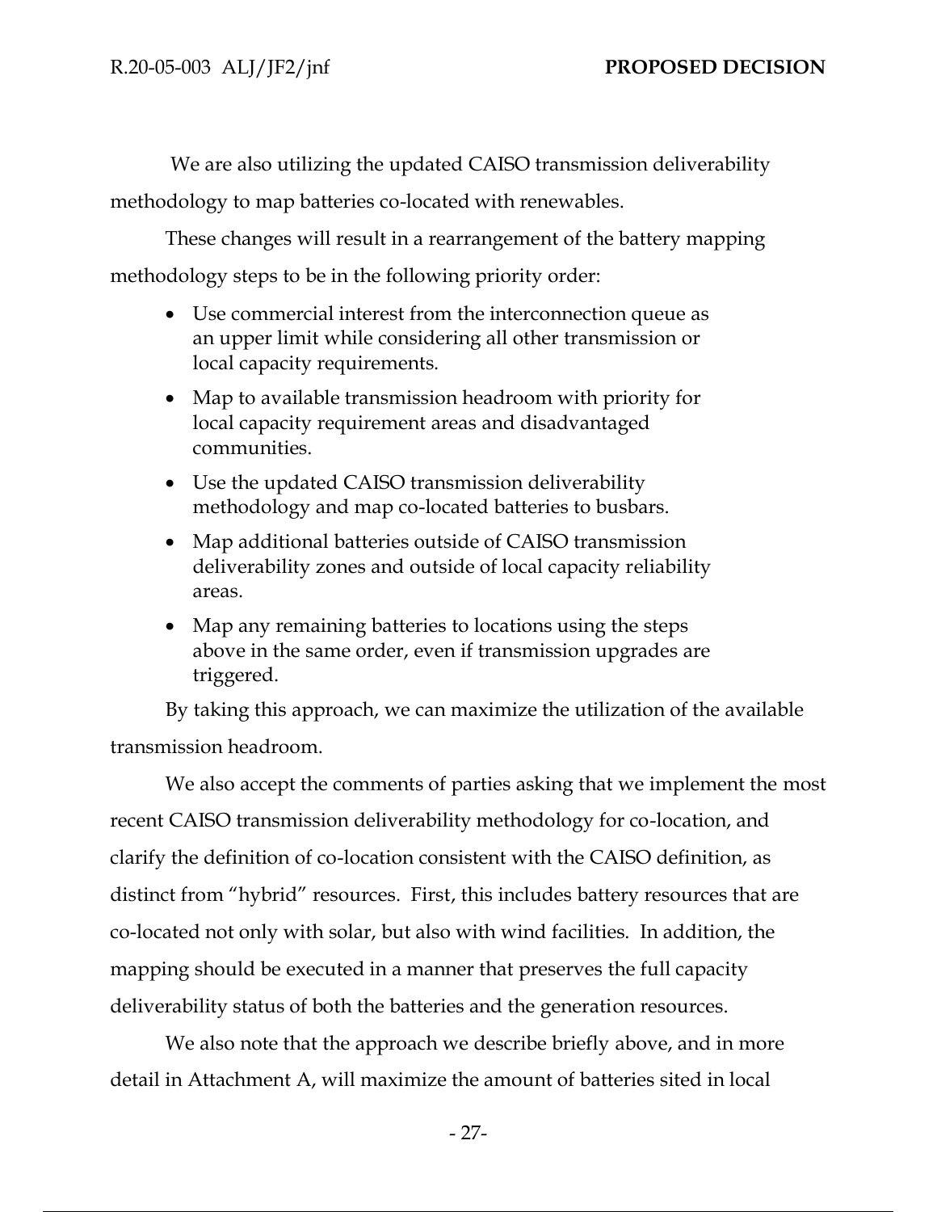We are also utilizing the updated CAISO transmission deliverability methodology to map batteries co-located with renewables.

These changes will result in a rearrangement of the battery mapping methodology steps to be in the following priority order:

- Use commercial interest from the interconnection queue as an upper limit while considering all other transmission or local capacity requirements.
- Map to available transmission headroom with priority for local capacity requirement areas and disadvantaged communities.
- Use the updated CAISO transmission deliverability methodology and map co-located batteries to busbars.
- Map additional batteries outside of CAISO transmission deliverability zones and outside of local capacity reliability areas.
- Map any remaining batteries to locations using the steps above in the same order, even if transmission upgrades are triggered.

By taking this approach, we can maximize the utilization of the available transmission headroom.

We also accept the comments of parties asking that we implement the most recent CAISO transmission deliverability methodology for co-location, and clarify the definition of co-location consistent with the CAISO definition, as distinct from "hybrid" resources. First, this includes battery resources that are co-located not only with solar, but also with wind facilities. In addition, the mapping should be executed in a manner that preserves the full capacity deliverability status of both the batteries and the generation resources.

We also note that the approach we describe briefly above, and in more detail in Attachment A, will maximize the amount of batteries sited in local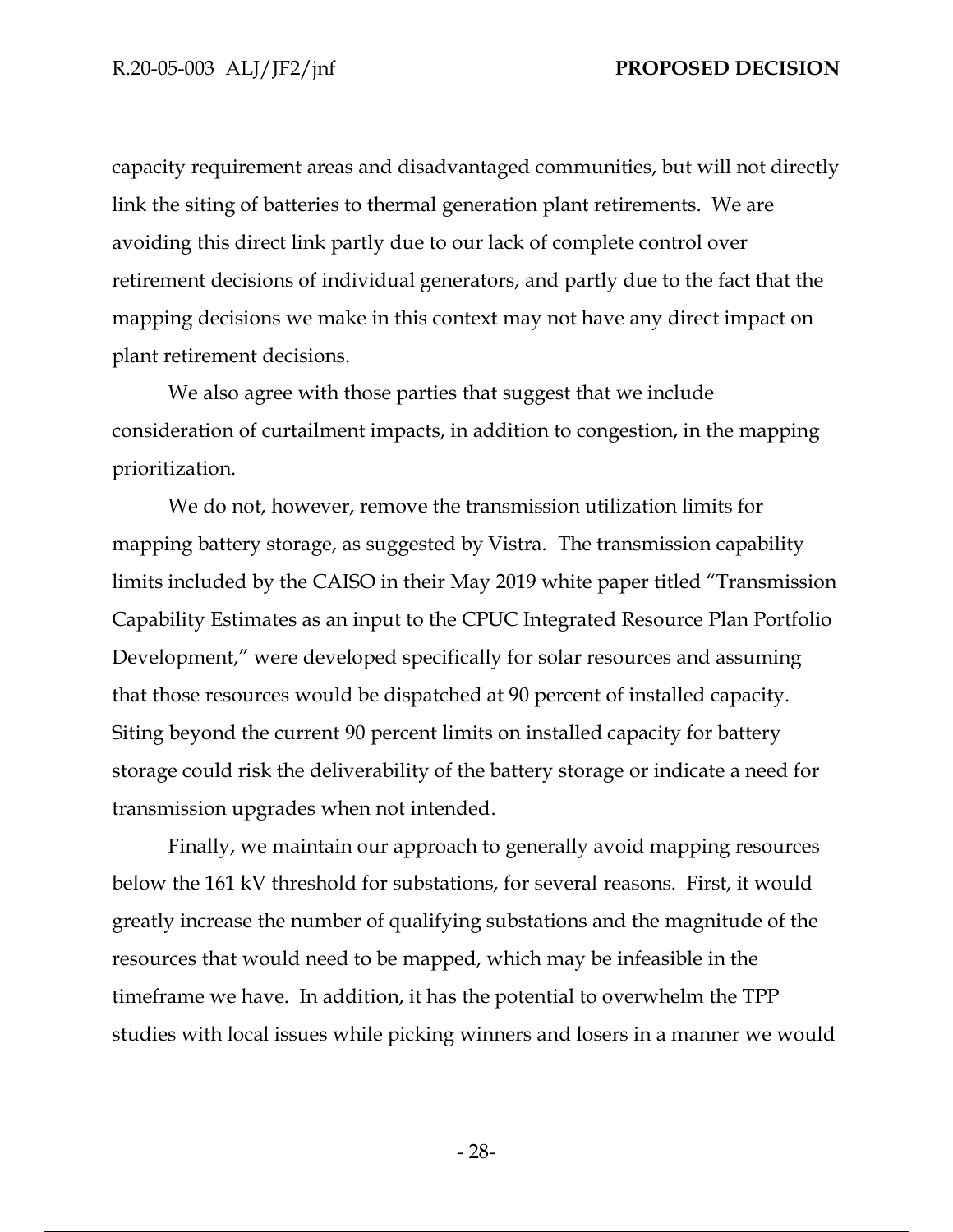capacity requirement areas and disadvantaged communities, but will not directly link the siting of batteries to thermal generation plant retirements. We are avoiding this direct link partly due to our lack of complete control over retirement decisions of individual generators, and partly due to the fact that the mapping decisions we make in this context may not have any direct impact on plant retirement decisions.

We also agree with those parties that suggest that we include consideration of curtailment impacts, in addition to congestion, in the mapping prioritization.

We do not, however, remove the transmission utilization limits for mapping battery storage, as suggested by Vistra. The transmission capability limits included by the CAISO in their May 2019 white paper titled "Transmission Capability Estimates as an input to the CPUC Integrated Resource Plan Portfolio Development," were developed specifically for solar resources and assuming that those resources would be dispatched at 90 percent of installed capacity. Siting beyond the current 90 percent limits on installed capacity for battery storage could risk the deliverability of the battery storage or indicate a need for transmission upgrades when not intended.

Finally, we maintain our approach to generally avoid mapping resources below the 161 kV threshold for substations, for several reasons. First, it would greatly increase the number of qualifying substations and the magnitude of the resources that would need to be mapped, which may be infeasible in the timeframe we have. In addition, it has the potential to overwhelm the TPP studies with local issues while picking winners and losers in a manner we would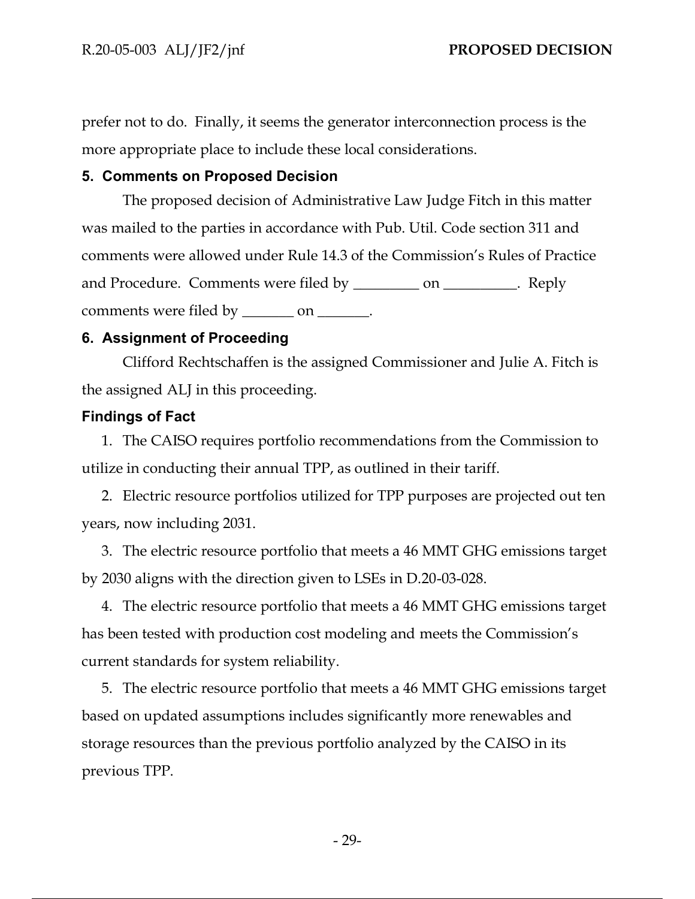prefer not to do. Finally, it seems the generator interconnection process is the more appropriate place to include these local considerations.

### 5. Comments on Proposed Decision

The proposed decision of Administrative Law Judge Fitch in this matter was mailed to the parties in accordance with Pub. Util. Code section 311 and comments were allowed under Rule 14.3 of the Commission's Rules of Practice and Procedure. Comments were filed by _________ on __________. Reply comments were filed by _______ on _______.

### 6. Assignment of Proceeding

Clifford Rechtschaffen is the assigned Commissioner and Julie A. Fitch is the assigned ALJ in this proceeding.

### Findings of Fact

1. The CAISO requires portfolio recommendations from the Commission to utilize in conducting their annual TPP, as outlined in their tariff.

2. Electric resource portfolios utilized for TPP purposes are projected out ten years, now including 2031.

3. The electric resource portfolio that meets a 46 MMT GHG emissions target by 2030 aligns with the direction given to LSEs in D.20-03-028.

4. The electric resource portfolio that meets a 46 MMT GHG emissions target has been tested with production cost modeling and meets the Commission's current standards for system reliability.

5. The electric resource portfolio that meets a 46 MMT GHG emissions target based on updated assumptions includes significantly more renewables and storage resources than the previous portfolio analyzed by the CAISO in its previous TPP.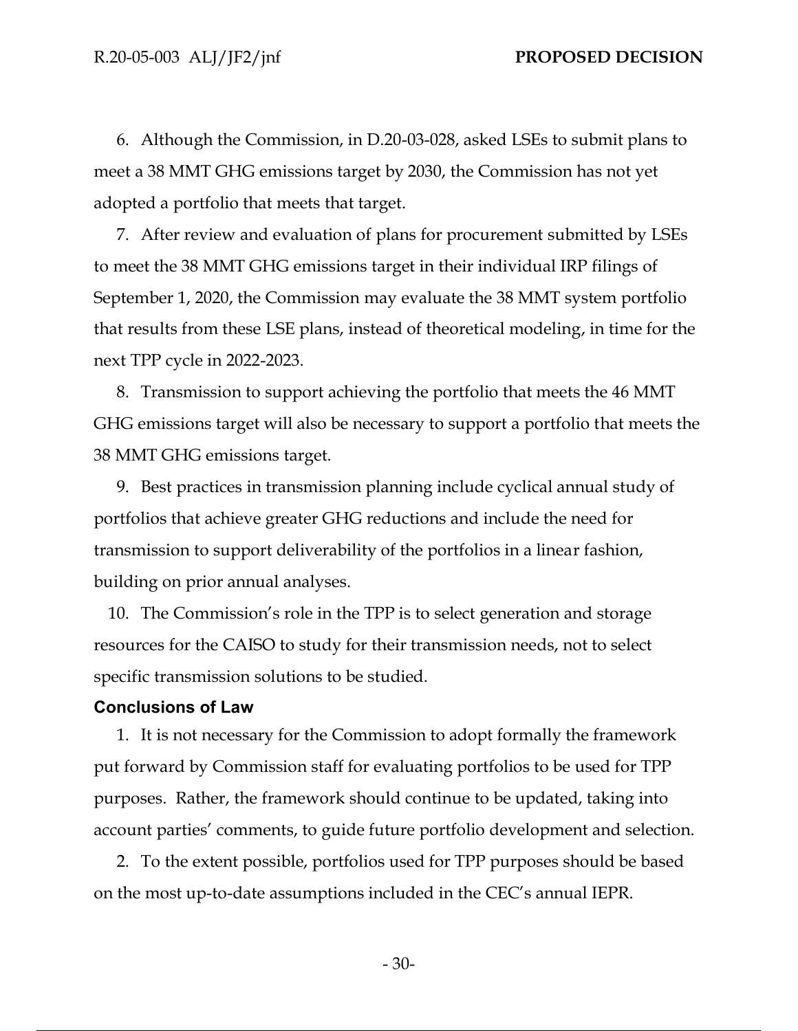6. Although the Commission, in D.20-03-028, asked LSEs to submit plans to meet a 38 MMT GHG emissions target by 2030, the Commission has not yet adopted a portfolio that meets that target.

7. After review and evaluation of plans for procurement submitted by LSEs to meet the 38 MMT GHG emissions target in their individual IRP filings of September 1, 2020, the Commission may evaluate the 38 MMT system portfolio that results from these LSE plans, instead of theoretical modeling, in time for the next TPP cycle in 2022-2023.

8. Transmission to support achieving the portfolio that meets the 46 MMT GHG emissions target will also be necessary to support a portfolio that meets the 38 MMT GHG emissions target.

9. Best practices in transmission planning include cyclical annual study of portfolios that achieve greater GHG reductions and include the need for transmission to support deliverability of the portfolios in a linear fashion, building on prior annual analyses.

10. The Commission's role in the TPP is to select generation and storage resources for the CAISO to study for their transmission needs, not to select specific transmission solutions to be studied.

## Conclusions of Law

1. It is not necessary for the Commission to adopt formally the framework put forward by Commission staff for evaluating portfolios to be used for TPP purposes. Rather, the framework should continue to be updated, taking into account parties' comments, to guide future portfolio development and selection.

2. To the extent possible, portfolios used for TPP purposes should be based on the most up-to-date assumptions included in the CEC's annual IEPR.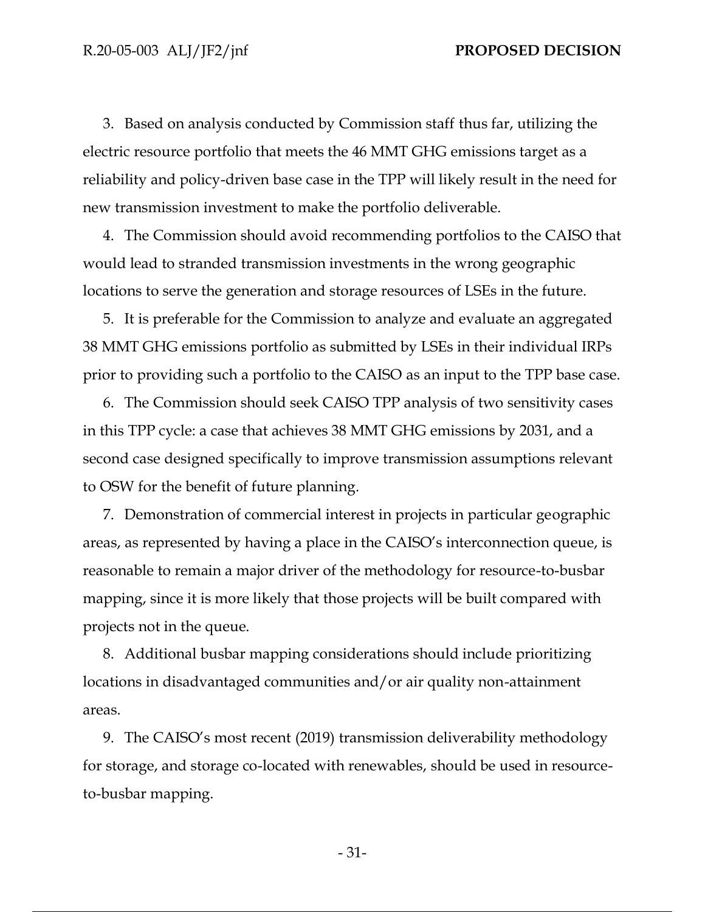3. Based on analysis conducted by Commission staff thus far, utilizing the electric resource portfolio that meets the 46 MMT GHG emissions target as a reliability and policy-driven base case in the TPP will likely result in the need for new transmission investment to make the portfolio deliverable.

4. The Commission should avoid recommending portfolios to the CAISO that would lead to stranded transmission investments in the wrong geographic locations to serve the generation and storage resources of LSEs in the future.

5. It is preferable for the Commission to analyze and evaluate an aggregated 38 MMT GHG emissions portfolio as submitted by LSEs in their individual IRPs prior to providing such a portfolio to the CAISO as an input to the TPP base case.

6. The Commission should seek CAISO TPP analysis of two sensitivity cases in this TPP cycle: a case that achieves 38 MMT GHG emissions by 2031, and a second case designed specifically to improve transmission assumptions relevant to OSW for the benefit of future planning.

7. Demonstration of commercial interest in projects in particular geographic areas, as represented by having a place in the CAISO's interconnection queue, is reasonable to remain a major driver of the methodology for resource-to-busbar mapping, since it is more likely that those projects will be built compared with projects not in the queue.

8. Additional busbar mapping considerations should include prioritizing locations in disadvantaged communities and/or air quality non-attainment areas.

9. The CAISO's most recent (2019) transmission deliverability methodology for storage, and storage co-located with renewables, should be used in resource-to-busbar mapping.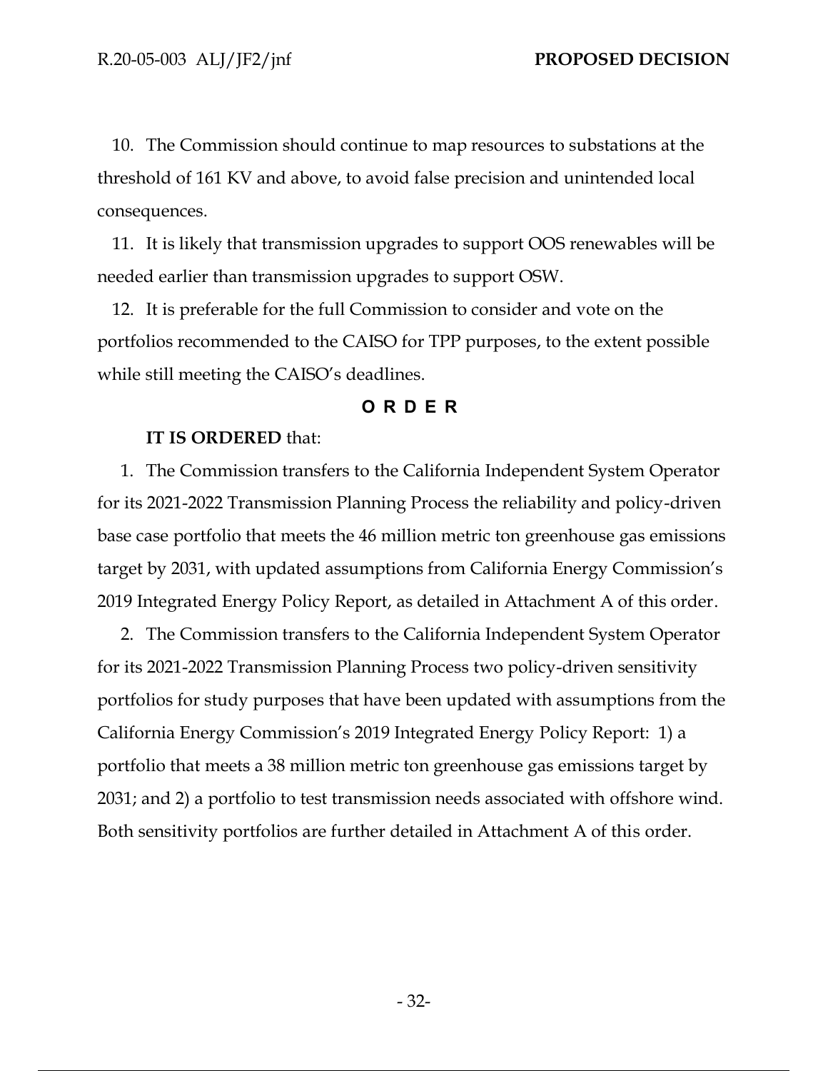10. The Commission should continue to map resources to substations at the threshold of 161 KV and above, to avoid false precision and unintended local consequences.

11. It is likely that transmission upgrades to support OOS renewables will be needed earlier than transmission upgrades to support OSW.

12. It is preferable for the full Commission to consider and vote on the portfolios recommended to the CAISO for TPP purposes, to the extent possible while still meeting the CAISO's deadlines.

## ORDER

**IT IS ORDERED** that:

1. The Commission transfers to the California Independent System Operator for its 2021-2022 Transmission Planning Process the reliability and policy-driven base case portfolio that meets the 46 million metric ton greenhouse gas emissions target by 2031, with updated assumptions from California Energy Commission's 2019 Integrated Energy Policy Report, as detailed in Attachment A of this order.

2. The Commission transfers to the California Independent System Operator for its 2021-2022 Transmission Planning Process two policy-driven sensitivity portfolios for study purposes that have been updated with assumptions from the California Energy Commission's 2019 Integrated Energy Policy Report: 1) a portfolio that meets a 38 million metric ton greenhouse gas emissions target by 2031; and 2) a portfolio to test transmission needs associated with offshore wind. Both sensitivity portfolios are further detailed in Attachment A of this order.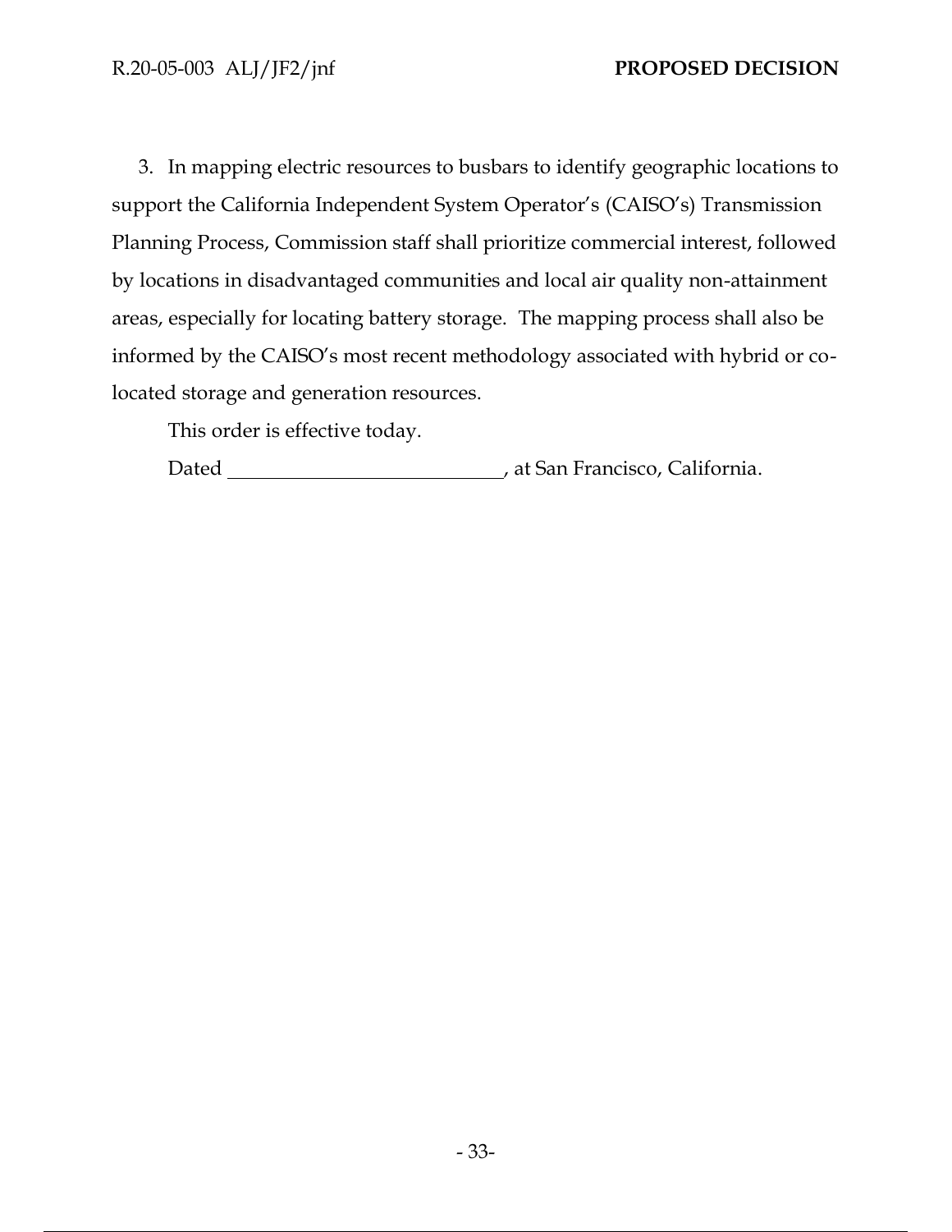3. In mapping electric resources to busbars to identify geographic locations to support the California Independent System Operator's (CAISO's) Transmission Planning Process, Commission staff shall prioritize commercial interest, followed by locations in disadvantaged communities and local air quality non-attainment areas, especially for locating battery storage. The mapping process shall also be informed by the CAISO's most recent methodology associated with hybrid or co-located storage and generation resources.

This order is effective today.

Dated ____________________________, at San Francisco, California.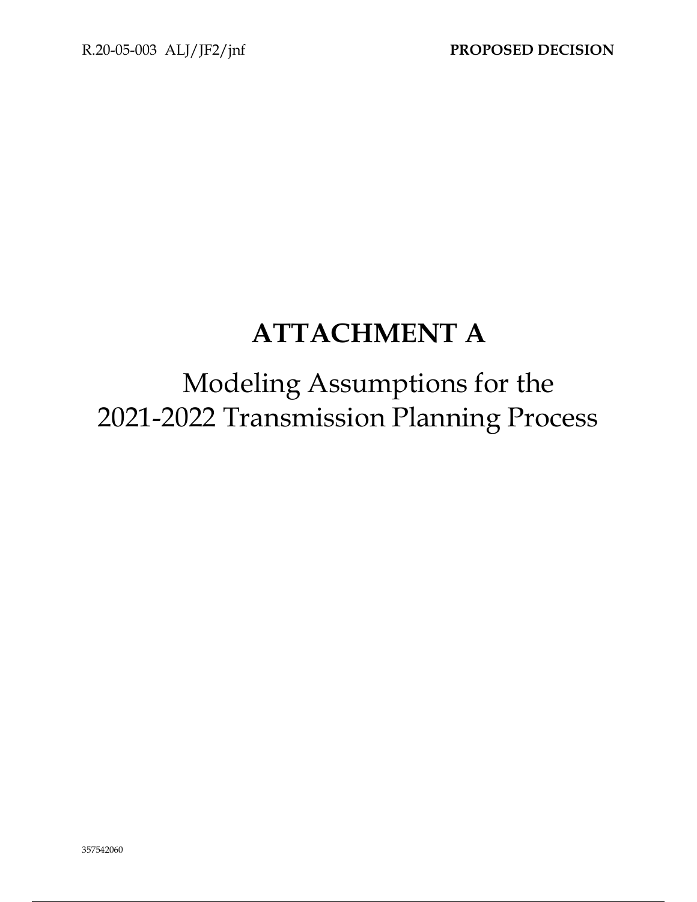# ATTACHMENT A

## Modeling Assumptions for the 2021-2022 Transmission Planning Process